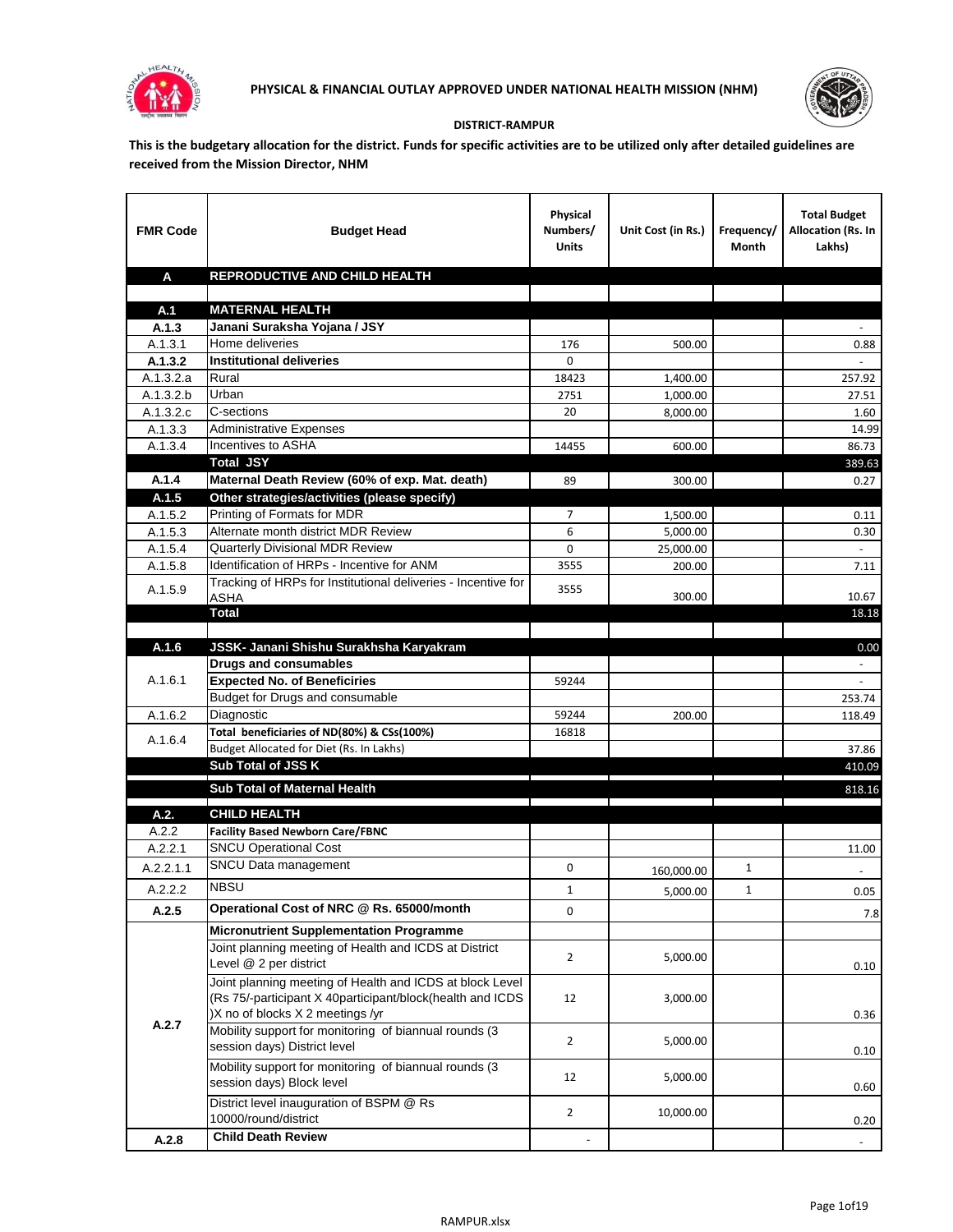**PHYSICAL & FINANCIAL OUTLAY APPROVED UNDER NATIONAL HEALTH MISSION (NHM)**

**DISTRICT-RAMPUR**

**This is the budgetary allocation for the district. Funds for specific activities are to be utilized only after detailed guidelines are received from the Mission Director, NHM**

| FMR Code | Budget Head | Physical Numbers/ Units | Unit Cost (in Rs.) | Frequency/ Month | Total Budget Allocation (Rs. In Lakhs) |
|---|---|---|---|---|---|
| **A** | **REPRODUCTIVE AND CHILD HEALTH** | | | | |
| | | | | | |
| **A.1** | **MATERNAL HEALTH** | | | | |
| **A.1.3** | **Janani Suraksha Yojana / JSY** | | | | - |
| A.1.3.1 | Home deliveries | 176 | 500.00 | | 0.88 |
| **A.1.3.2** | **Institutional deliveries** | 0 | | | - |
| A.1.3.2.a | Rural | 18423 | 1,400.00 | | 257.92 |
| A.1.3.2.b | Urban | 2751 | 1,000.00 | | 27.51 |
| A.1.3.2.c | C-sections | 20 | 8,000.00 | | 1.60 |
| A.1.3.3 | Administrative Expenses | | | | 14.99 |
| A.1.3.4 | Incentives to ASHA | 14455 | 600.00 | | 86.73 |
| | **Total JSY** | | | | 389.63 |
| **A.1.4** | **Maternal Death Review (60% of exp. Mat. death)** | 89 | 300.00 | | 0.27 |
| **A.1.5** | **Other strategies/activities (please specify)** | | | | |
| A.1.5.2 | Printing of Formats for MDR | 7 | 1,500.00 | | 0.11 |
| A.1.5.3 | Alternate month district MDR Review | 6 | 5,000.00 | | 0.30 |
| A.1.5.4 | Quarterly Divisional MDR Review | 0 | 25,000.00 | | - |
| A.1.5.8 | Identification of HRPs - Incentive for ANM | 3555 | 200.00 | | 7.11 |
| A.1.5.9 | Tracking of HRPs for Institutional deliveries - Incentive for ASHA | 3555 | 300.00 | | 10.67 |
| | **Total** | | | | 18.18 |
| | | | | | |
| **A.1.6** | **JSSK- Janani Shishu Surakhsha Karyakram** | | | | 0.00 |
| A.1.6.1 | **Drugs and consumables** | | | | - |
| | **Expected No. of Beneficiries** | 59244 | | | - |
| | Budget for Drugs and consumable | | | | 253.74 |
| A.1.6.2 | Diagnostic | 59244 | 200.00 | | 118.49 |
| A.1.6.4 | Total beneficiaries of ND(80%) & CSs(100%) | 16818 | | | |
| | Budget Allocated for Diet (Rs. In Lakhs) | | | | 37.86 |
| | **Sub Total of JSS K** | | | | 410.09 |
| | **Sub Total of Maternal Health** | | | | 818.16 |
| **A.2.** | **CHILD HEALTH** | | | | |
| A.2.2 | **Facility Based Newborn Care/FBNC** | | | | |
| A.2.2.1 | SNCU Operational Cost | | | | 11.00 |
| A.2.2.1.1 | SNCU Data management | 0 | 160,000.00 | 1 | - |
| A.2.2.2 | NBSU | 1 | 5,000.00 | 1 | 0.05 |
| **A.2.5** | **Operational Cost of NRC @ Rs. 65000/month** | 0 | | | 7.8 |
| **A.2.7** | **Micronutrient Supplementation Programme** | | | | |
| | Joint planning meeting of Health and ICDS at District Level @ 2 per district | 2 | 5,000.00 | | 0.10 |
| | Joint planning meeting of Health and ICDS at block Level (Rs 75/-participant X 40participant/block(health and ICDS )X no of blocks X 2 meetings /yr | 12 | 3,000.00 | | 0.36 |
| | Mobility support for monitoring of biannual rounds (3 session days) District level | 2 | 5,000.00 | | 0.10 |
| | Mobility support for monitoring of biannual rounds (3 session days) Block level | 12 | 5,000.00 | | 0.60 |
| | District level inauguration of BSPM @ Rs 10000/round/district | 2 | 10,000.00 | | 0.20 |
| **A.2.8** | **Child Death Review** | - | | | - |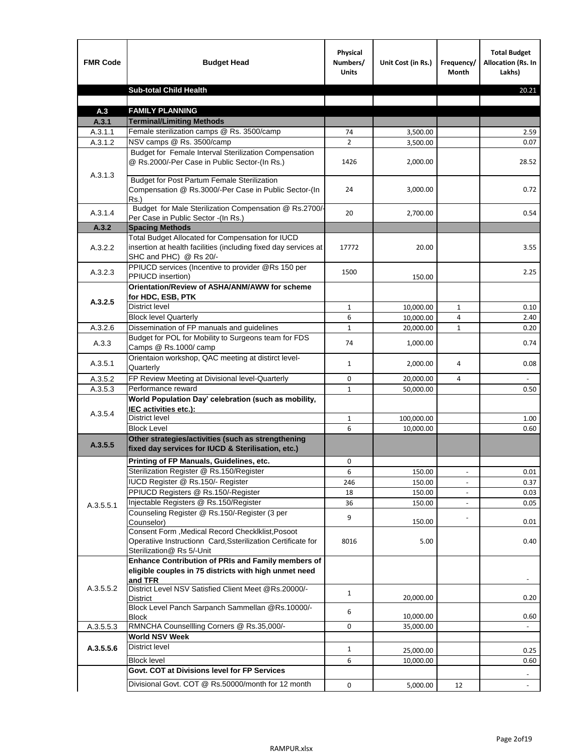| FMR Code | Budget Head | Physical Numbers/ Units | Unit Cost (in Rs.) | Frequency/ Month | Total Budget Allocation (Rs. In Lakhs) |
|---|---|---|---|---|---|
| | **Sub-total Child Health** | | | | 20.21 |
| | | | | | |
| **A.3** | **FAMILY PLANNING** | | | | |
| **A.3.1** | **Terminal/Limiting Methods** | | | | |
| A.3.1.1 | Female sterilization camps @ Rs. 3500/camp | 74 | 3,500.00 | | 2.59 |
| A.3.1.2 | NSV camps @ Rs. 3500/camp | 2 | 3,500.00 | | 0.07 |
| A.3.1.3 | Budget for Female Interval Sterilization Compensation @ Rs.2000/-Per Case in Public Sector-(In Rs.) | 1426 | 2,000.00 | | 28.52 |
| | Budget for Post Partum Female Sterilization Compensation @ Rs.3000/-Per Case in Public Sector-(In Rs.) | 24 | 3,000.00 | | 0.72 |
| A.3.1.4 | Budget for Male Sterilization Compensation @ Rs.2700/-Per Case in Public Sector -(In Rs.) | 20 | 2,700.00 | | 0.54 |
| **A.3.2** | **Spacing Methods** | | | | |
| A.3.2.2 | Total Budget Allocated for Compensation for IUCD insertion at health facilities (including fixed day services at SHC and PHC) @ Rs 20/- | 17772 | 20.00 | | 3.55 |
| A.3.2.3 | PPIUCD services (Incentive to provider @Rs 150 per PPIUCD insertion) | 1500 | 150.00 | | 2.25 |
| **A.3.2.5** | **Orientation/Review of ASHA/ANM/AWW for scheme for HDC, ESB, PTK** | | | | |
| | District level | 1 | 10,000.00 | 1 | 0.10 |
| | Block level Quarterly | 6 | 10,000.00 | 4 | 2.40 |
| A.3.2.6 | Dissemination of FP manuals and guidelines | 1 | 20,000.00 | 1 | 0.20 |
| A.3.3 | Budget for POL for Mobility to Surgeons team for FDS Camps @ Rs.1000/ camp | 74 | 1,000.00 | | 0.74 |
| A.3.5.1 | Orientaion workshop, QAC meeting at distirct level-Quarterly | 1 | 2,000.00 | 4 | 0.08 |
| A.3.5.2 | FP Review Meeting at Divisional level-Quarterly | 0 | 20,000.00 | 4 | - |
| A.3.5.3 | Performance reward | 1 | 50,000.00 | | 0.50 |
| A.3.5.4 | **World Population Day' celebration (such as mobility, IEC activities etc.):** | | | | |
| | District level | 1 | 100,000.00 | | 1.00 |
| | Block Level | 6 | 10,000.00 | | 0.60 |
| **A.3.5.5** | **Other strategies/activities (such as strengthening fixed day services for IUCD & Sterilisation, etc.)** | | | | |
| A.3.5.5.1 | **Printing of FP Manuals, Guidelines, etc.** | 0 | | | |
| | Sterilization Register @ Rs.150/Register | 6 | 150.00 | - | 0.01 |
| | IUCD Register @ Rs.150/- Register | 246 | 150.00 | - | 0.37 |
| | PPIUCD Registers @ Rs.150/-Register | 18 | 150.00 | - | 0.03 |
| | Injectable Registers @ Rs.150/Register | 36 | 150.00 | - | 0.05 |
| | Counseling Register @ Rs.150/-Register (3 per Counselor) | 9 | 150.00 | - | 0.01 |
| | Consent Form ,Medical Record Checklklist,Posoot Operatiive Instructionn Card,Ssterilization Certificate for Sterilization@ Rs 5/-Unit | 8016 | 5.00 | | 0.40 |
| A.3.5.5.2 | **Enhance Contribution of PRIs and Family members of eligible couples in 75 districts with high unmet need and TFR** | | | | - |
| | District Level NSV Satisfied Client Meet @Rs.20000/-District | 1 | 20,000.00 | | 0.20 |
| | Block Level Panch Sarpanch Sammellan @Rs.10000/-Block | 6 | 10,000.00 | | 0.60 |
| A.3.5.5.3 | RMNCHA Counsellling Corners @ Rs.35,000/- | 0 | 35,000.00 | | - |
| **A.3.5.5.6** | **World NSV Week** | | | | |
| | District level | 1 | 25,000.00 | | 0.25 |
| | Block level | 6 | 10,000.00 | | 0.60 |
| | **Govt. COT at Divisions level for FP Services** | | | | - |
| | Divisional Govt. COT @ Rs.50000/month for 12 month | 0 | 5,000.00 | 12 | - |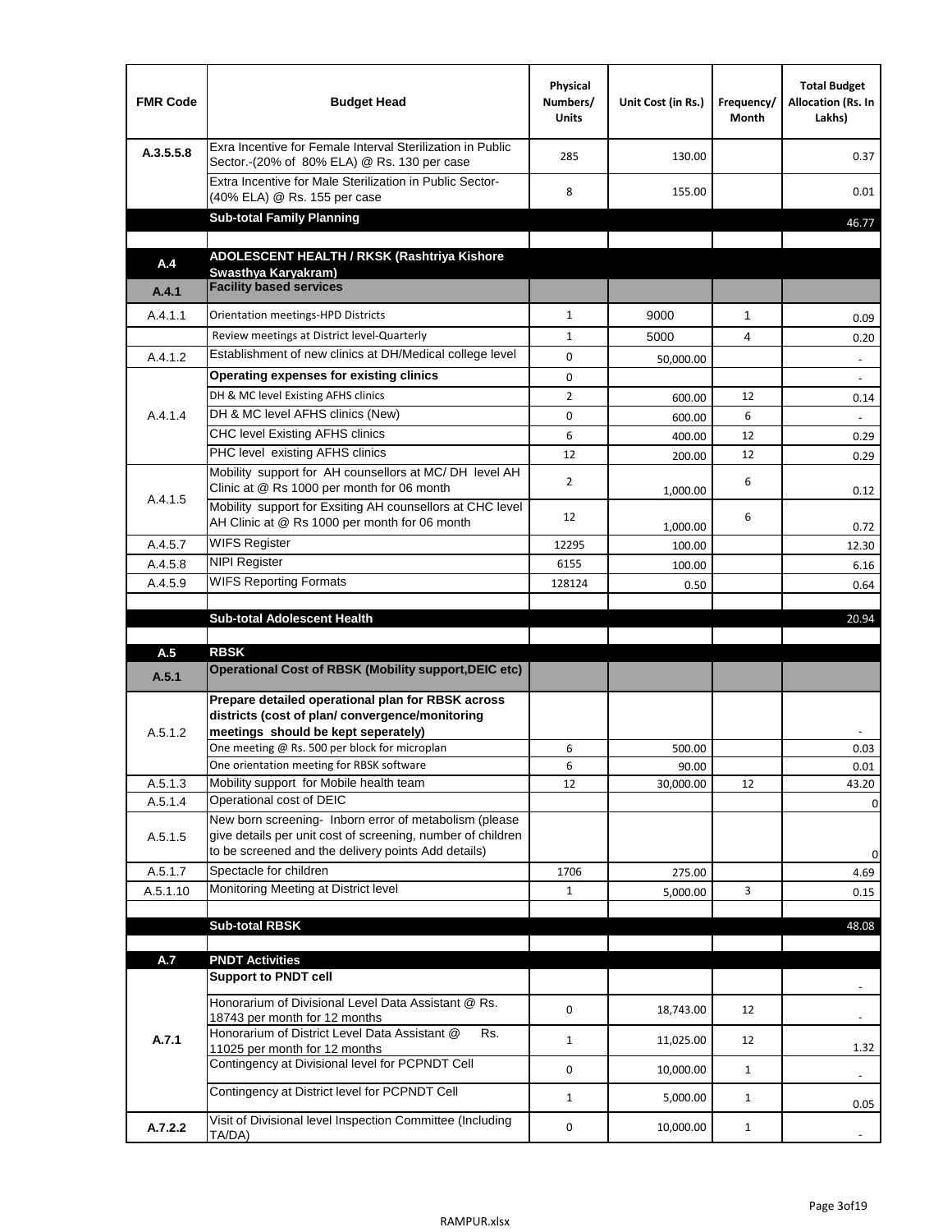| FMR Code | Budget Head | Physical Numbers/ Units | Unit Cost (in Rs.) | Frequency/ Month | Total Budget Allocation (Rs. In Lakhs) |
|---|---|---|---|---|---|
| A.3.5.5.8 | Exra Incentive for Female Interval Sterilization in Public Sector.-(20% of 80% ELA) @ Rs. 130 per case | 285 | 130.00 | | 0.37 |
| | Extra Incentive for Male Sterilization in Public Sector-(40% ELA) @ Rs. 155 per case | 8 | 155.00 | | 0.01 |
| | **Sub-total Family Planning** | | | | 46.77 |
| | | | | | |
| **A.4** | **ADOLESCENT HEALTH / RKSK (Rashtriya Kishore Swasthya Karyakram)** | | | | |
| **A.4.1** | **Facility based services** | | | | |
| A.4.1.1 | Orientation meetings-HPD Districts | 1 | 9000 | 1 | 0.09 |
| | Review meetings at District level-Quarterly | 1 | 5000 | 4 | 0.20 |
| A.4.1.2 | Establishment of new clinics at DH/Medical college level | 0 | 50,000.00 | | - |
| A.4.1.4 | **Operating expenses for existing clinics** | 0 | | | - |
| | DH & MC level Existing AFHS clinics | 2 | 600.00 | 12 | 0.14 |
| | DH & MC level AFHS clinics (New) | 0 | 600.00 | 6 | - |
| | CHC level Existing AFHS clinics | 6 | 400.00 | 12 | 0.29 |
| | PHC level existing AFHS clinics | 12 | 200.00 | 12 | 0.29 |
| A.4.1.5 | Mobility support for AH counsellors at MC/ DH level AH Clinic at @ Rs 1000 per month for 06 month | 2 | 1,000.00 | 6 | 0.12 |
| | Mobility support for Exsiting AH counsellors at CHC level AH Clinic at @ Rs 1000 per month for 06 month | 12 | 1,000.00 | 6 | 0.72 |
| A.4.5.7 | WIFS Register | 12295 | 100.00 | | 12.30 |
| A.4.5.8 | NIPI Register | 6155 | 100.00 | | 6.16 |
| A.4.5.9 | WIFS Reporting Formats | 128124 | 0.50 | | 0.64 |
| | | | | | |
| | **Sub-total Adolescent Health** | | | | 20.94 |
| | | | | | |
| **A.5** | **RBSK** | | | | |
| **A.5.1** | **Operational Cost of RBSK (Mobility support,DEIC etc)** | | | | |
| A.5.1.2 | **Prepare detailed operational plan for RBSK across districts (cost of plan/ convergence/monitoring meetings should be kept seperately)** | | | | - |
| | One meeting @ Rs. 500 per block for microplan | 6 | 500.00 | | 0.03 |
| | One orientation meeting for RBSK software | 6 | 90.00 | | 0.01 |
| A.5.1.3 | Mobility support for Mobile health team | 12 | 30,000.00 | 12 | 43.20 |
| A.5.1.4 | Operational cost of DEIC | | | | 0 |
| A.5.1.5 | New born screening- Inborn error of metabolism (please give details per unit cost of screening, number of children to be screened and the delivery points Add details) | | | | 0 |
| A.5.1.7 | Spectacle for children | 1706 | 275.00 | | 4.69 |
| A.5.1.10 | Monitoring Meeting at District level | 1 | 5,000.00 | 3 | 0.15 |
| | | | | | |
| | **Sub-total RBSK** | | | | 48.08 |
| | | | | | |
| **A.7** | **PNDT Activities** | | | | |
| **A.7.1** | **Support to PNDT cell** | | | | - |
| | Honorarium of Divisional Level Data Assistant @ Rs. 18743 per month for 12 months | 0 | 18,743.00 | 12 | - |
| | Honorarium of District Level Data Assistant @ Rs. 11025 per month for 12 months | 1 | 11,025.00 | 12 | 1.32 |
| | Contingency at Divisional level for PCPNDT Cell | 0 | 10,000.00 | 1 | - |
| | Contingency at District level for PCPNDT Cell | 1 | 5,000.00 | 1 | 0.05 |
| **A.7.2.2** | Visit of Divisional level Inspection Committee (Including TA/DA) | 0 | 10,000.00 | 1 | - |

RAMPUR.xlsx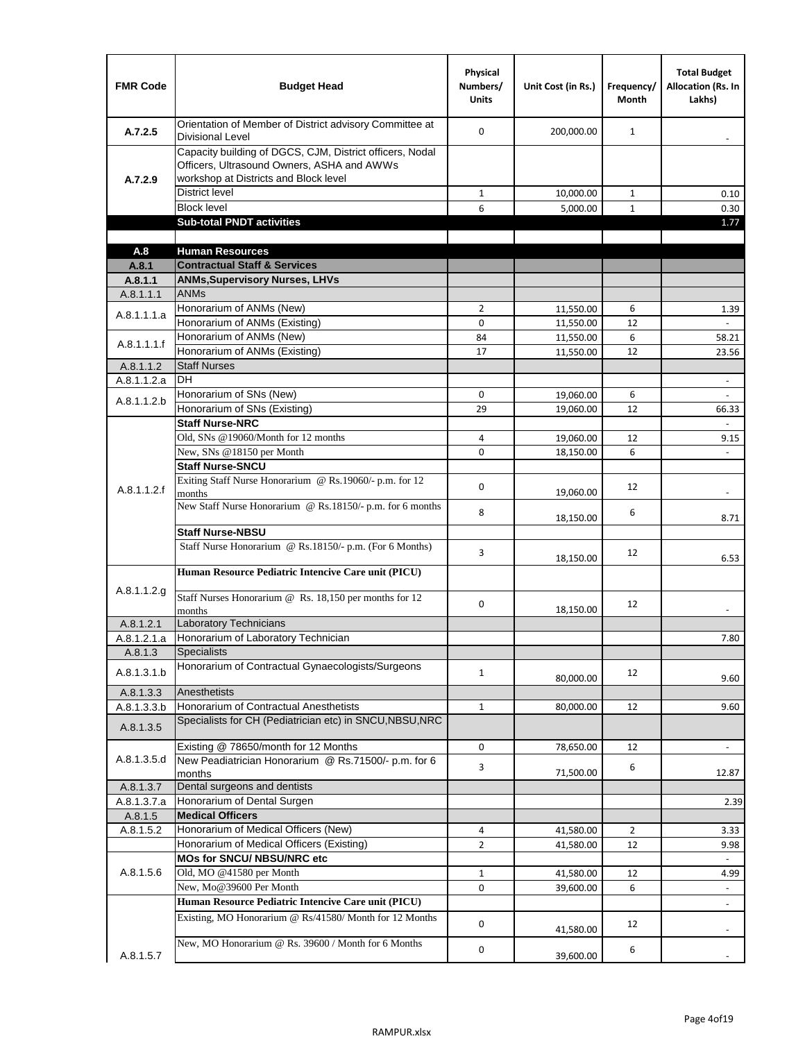| FMR Code | Budget Head | Physical Numbers/ Units | Unit Cost (in Rs.) | Frequency/ Month | Total Budget Allocation (Rs. In Lakhs) |
|---|---|---|---|---|---|
| A.7.2.5 | Orientation of Member of District advisory Committee at Divisional Level | 0 | 200,000.00 | 1 | - |
| A.7.2.9 | Capacity building of DGCS, CJM, District officers, Nodal Officers, Ultrasound Owners, ASHA and AWWs workshop at Districts and Block level | | | | |
| | District level | 1 | 10,000.00 | 1 | 0.10 |
| | Block level | 6 | 5,000.00 | 1 | 0.30 |
| | **Sub-total PNDT activities** | | | | 1.77 |
| | | | | | |
| **A.8** | **Human Resources** | | | | |
| **A.8.1** | **Contractual Staff & Services** | | | | |
| **A.8.1.1** | **ANMs,Supervisory Nurses, LHVs** | | | | |
| A.8.1.1.1 | ANMs | | | | |
| A.8.1.1.1.a | Honorarium of ANMs (New) | 2 | 11,550.00 | 6 | 1.39 |
| | Honorarium of ANMs (Existing) | 0 | 11,550.00 | 12 | - |
| A.8.1.1.1.f | Honorarium of ANMs (New) | 84 | 11,550.00 | 6 | 58.21 |
| | Honorarium of ANMs (Existing) | 17 | 11,550.00 | 12 | 23.56 |
| A.8.1.1.2 | Staff Nurses | | | | |
| A.8.1.1.2.a | DH | | | | - |
| A.8.1.1.2.b | Honorarium of SNs (New) | 0 | 19,060.00 | 6 | - |
| | Honorarium of SNs (Existing) | 29 | 19,060.00 | 12 | 66.33 |
| A.8.1.1.2.f | **Staff Nurse-NRC** | | | | - |
| | Old, SNs @19060/Month for 12 months | 4 | 19,060.00 | 12 | 9.15 |
| | New, SNs @18150 per Month | 0 | 18,150.00 | 6 | - |
| | **Staff Nurse-SNCU** | | | | |
| | Exiting Staff Nurse Honorarium @ Rs.19060/- p.m. for 12 months | 0 | 19,060.00 | 12 | - |
| | New Staff Nurse Honorarium @ Rs.18150/- p.m. for 6 months | 8 | 18,150.00 | 6 | 8.71 |
| | **Staff Nurse-NBSU** | | | | |
| | Staff Nurse Honorarium @ Rs.18150/- p.m. (For 6 Months) | 3 | 18,150.00 | 12 | 6.53 |
| A.8.1.1.2.g | **Human Resource Pediatric Intencive Care unit (PICU)** | | | | |
| | Staff Nurses Honorarium @ Rs. 18,150 per months for 12 months | 0 | 18,150.00 | 12 | - |
| A.8.1.2.1 | Laboratory Technicians | | | | |
| A.8.1.2.1.a | Honorarium of Laboratory Technician | | | | 7.80 |
| A.8.1.3 | Specialists | | | | |
| A.8.1.3.1.b | Honorarium of Contractual Gynaecologists/Surgeons | 1 | 80,000.00 | 12 | 9.60 |
| A.8.1.3.3 | Anesthetists | | | | |
| A.8.1.3.3.b | Honorarium of Contractual Anesthetists | 1 | 80,000.00 | 12 | 9.60 |
| A.8.1.3.5 | Specialists for CH (Pediatrician etc) in SNCU,NBSU,NRC | | | | |
| A.8.1.3.5.d | Existing @ 78650/month for 12 Months | 0 | 78,650.00 | 12 | - |
| | New Peadiatrician Honorarium @ Rs.71500/- p.m. for 6 months | 3 | 71,500.00 | 6 | 12.87 |
| A.8.1.3.7 | Dental surgeons and dentists | | | | |
| A.8.1.3.7.a | Honorarium of Dental Surgen | | | | 2.39 |
| A.8.1.5 | **Medical Officers** | | | | |
| A.8.1.5.2 | Honorarium of Medical Officers (New) | 4 | 41,580.00 | 2 | 3.33 |
| | Honorarium of Medical Officers (Existing) | 2 | 41,580.00 | 12 | 9.98 |
| A.8.1.5.6 | **MOs for SNCU/ NBSU/NRC etc** | | | | - |
| | Old, MO @41580 per Month | 1 | 41,580.00 | 12 | 4.99 |
| | New, Mo@39600 Per Month | 0 | 39,600.00 | 6 | - |
| A.8.1.5.7 | **Human Resource Pediatric Intencive Care unit (PICU)** | | | | - |
| | Existing, MO Honorarium @ Rs/41580/ Month for 12 Months | 0 | 41,580.00 | 12 | - |
| | New, MO Honorarium @ Rs. 39600 / Month for 6 Months | 0 | 39,600.00 | 6 | - |

RAMPUR.xlsx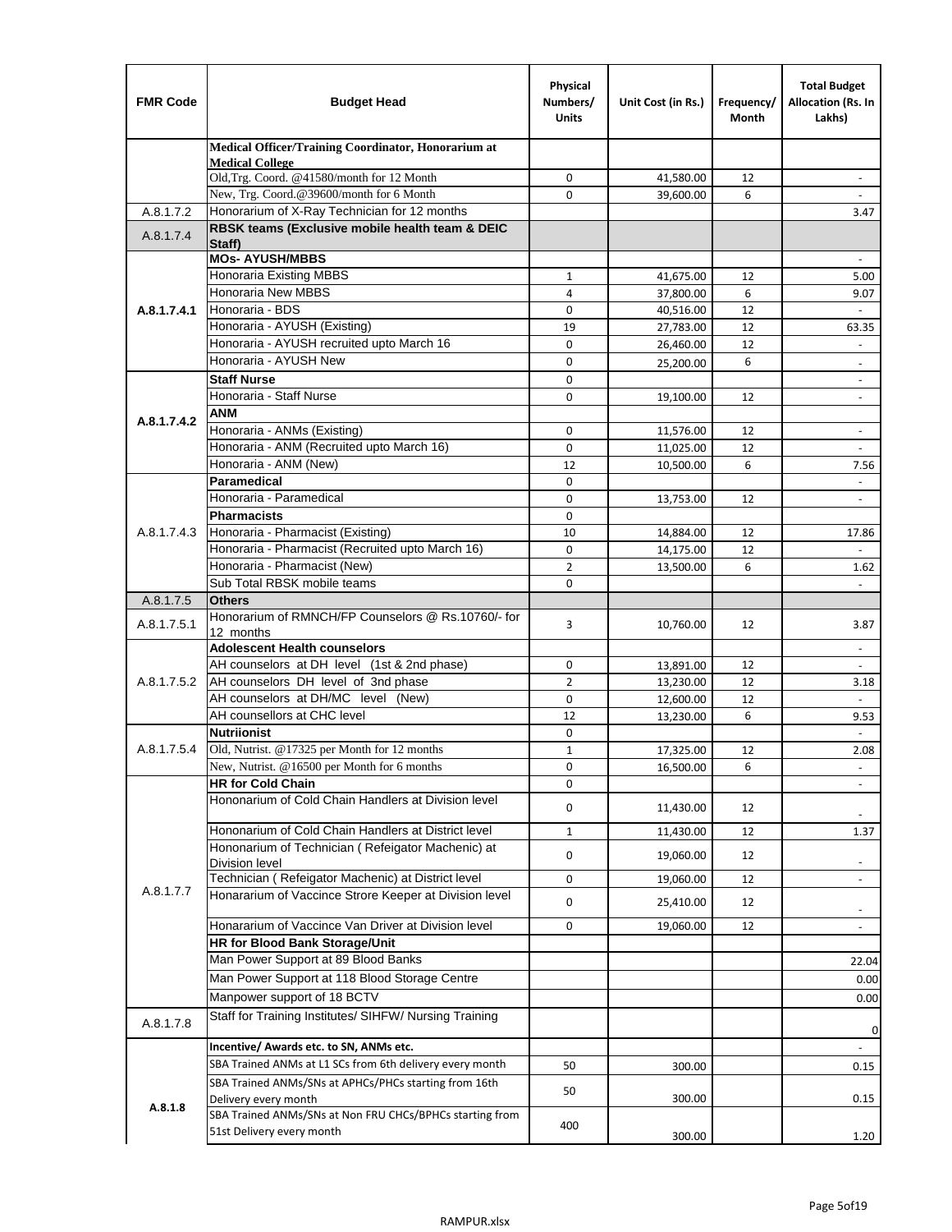| FMR Code | Budget Head | Physical Numbers/ Units | Unit Cost (in Rs.) | Frequency/ Month | Total Budget Allocation (Rs. In Lakhs) |
|---|---|---|---|---|---|
| | **Medical Officer/Training Coordinator, Honorarium at Medical College** | | | | |
| | Old,Trg. Coord. @41580/month for 12 Month | 0 | 41,580.00 | 12 | - |
| | New, Trg. Coord.@39600/month for 6 Month | 0 | 39,600.00 | 6 | - |
| A.8.1.7.2 | Honorarium of X-Ray Technician for 12 months | | | | 3.47 |
| A.8.1.7.4 | **RBSK teams (Exclusive mobile health team & DEIC Staff)** | | | | |
| A.8.1.7.4.1 | **MOs- AYUSH/MBBS** | | | | - |
| | Honoraria Existing MBBS | 1 | 41,675.00 | 12 | 5.00 |
| | Honoraria New MBBS | 4 | 37,800.00 | 6 | 9.07 |
| | Honoraria - BDS | 0 | 40,516.00 | 12 | - |
| | Honoraria - AYUSH (Existing) | 19 | 27,783.00 | 12 | 63.35 |
| | Honoraria - AYUSH recruited upto March 16 | 0 | 26,460.00 | 12 | - |
| | Honoraria - AYUSH New | 0 | 25,200.00 | 6 | - |
| A.8.1.7.4.2 | **Staff Nurse** | 0 | | | - |
| | Honoraria - Staff Nurse | 0 | 19,100.00 | 12 | - |
| | **ANM** | | | | |
| | Honoraria - ANMs (Existing) | 0 | 11,576.00 | 12 | - |
| | Honoraria - ANM (Recruited upto March 16) | 0 | 11,025.00 | 12 | - |
| | Honoraria - ANM (New) | 12 | 10,500.00 | 6 | 7.56 |
| A.8.1.7.4.3 | **Paramedical** | 0 | | | - |
| | Honoraria - Paramedical | 0 | 13,753.00 | 12 | - |
| | **Pharmacists** | 0 | | | |
| | Honoraria - Pharmacist (Existing) | 10 | 14,884.00 | 12 | 17.86 |
| | Honoraria - Pharmacist (Recruited upto March 16) | 0 | 14,175.00 | 12 | - |
| | Honoraria - Pharmacist (New) | 2 | 13,500.00 | 6 | 1.62 |
| | Sub Total RBSK mobile teams | 0 | | | - |
| A.8.1.7.5 | **Others** | | | | |
| A.8.1.7.5.1 | Honorarium of RMNCH/FP Counselors @ Rs.10760/- for 12 months | 3 | 10,760.00 | 12 | 3.87 |
| A.8.1.7.5.2 | **Adolescent Health counselors** | | | | - |
| | AH counselors at DH level (1st & 2nd phase) | 0 | 13,891.00 | 12 | - |
| | AH counselors DH level of 3nd phase | 2 | 13,230.00 | 12 | 3.18 |
| | AH counselors at DH/MC level (New) | 0 | 12,600.00 | 12 | - |
| | AH counsellors at CHC level | 12 | 13,230.00 | 6 | 9.53 |
| A.8.1.7.5.4 | **Nutriionist** | 0 | | | - |
| | Old, Nutrist. @17325 per Month for 12 months | 1 | 17,325.00 | 12 | 2.08 |
| | New, Nutrist. @16500 per Month for 6 months | 0 | 16,500.00 | 6 | - |
| A.8.1.7.7 | **HR for Cold Chain** | 0 | | | - |
| | Hononarium of Cold Chain Handlers at Division level | 0 | 11,430.00 | 12 | - |
| | Hononarium of Cold Chain Handlers at District level | 1 | 11,430.00 | 12 | 1.37 |
| | Hononarium of Technician ( Refeigator Machenic) at Division level | 0 | 19,060.00 | 12 | - |
| | Technician ( Refeigator Machenic) at District level | 0 | 19,060.00 | 12 | - |
| | Honararium of Vaccince Strore Keeper at Division level | 0 | 25,410.00 | 12 | - |
| | Honararium of Vaccince Van Driver at Division level | 0 | 19,060.00 | 12 | - |
| | **HR for Blood Bank Storage/Unit** | | | | |
| | Man Power Support at 89 Blood Banks | | | | 22.04 |
| | Man Power Support at 118 Blood Storage Centre | | | | 0.00 |
| | Manpower support of 18 BCTV | | | | 0.00 |
| A.8.1.7.8 | Staff for Training Institutes/ SIHFW/ Nursing Training | | | | 0 |
| A.8.1.8 | **Incentive/ Awards etc. to SN, ANMs etc.** | | | | - |
| | SBA Trained ANMs at L1 SCs from 6th delivery every month | 50 | 300.00 | | 0.15 |
| | SBA Trained ANMs/SNs at APHCs/PHCs starting from 16th Delivery every month | 50 | 300.00 | | 0.15 |
| | SBA Trained ANMs/SNs at Non FRU CHCs/BPHCs starting from 51st Delivery every month | 400 | 300.00 | | 1.20 |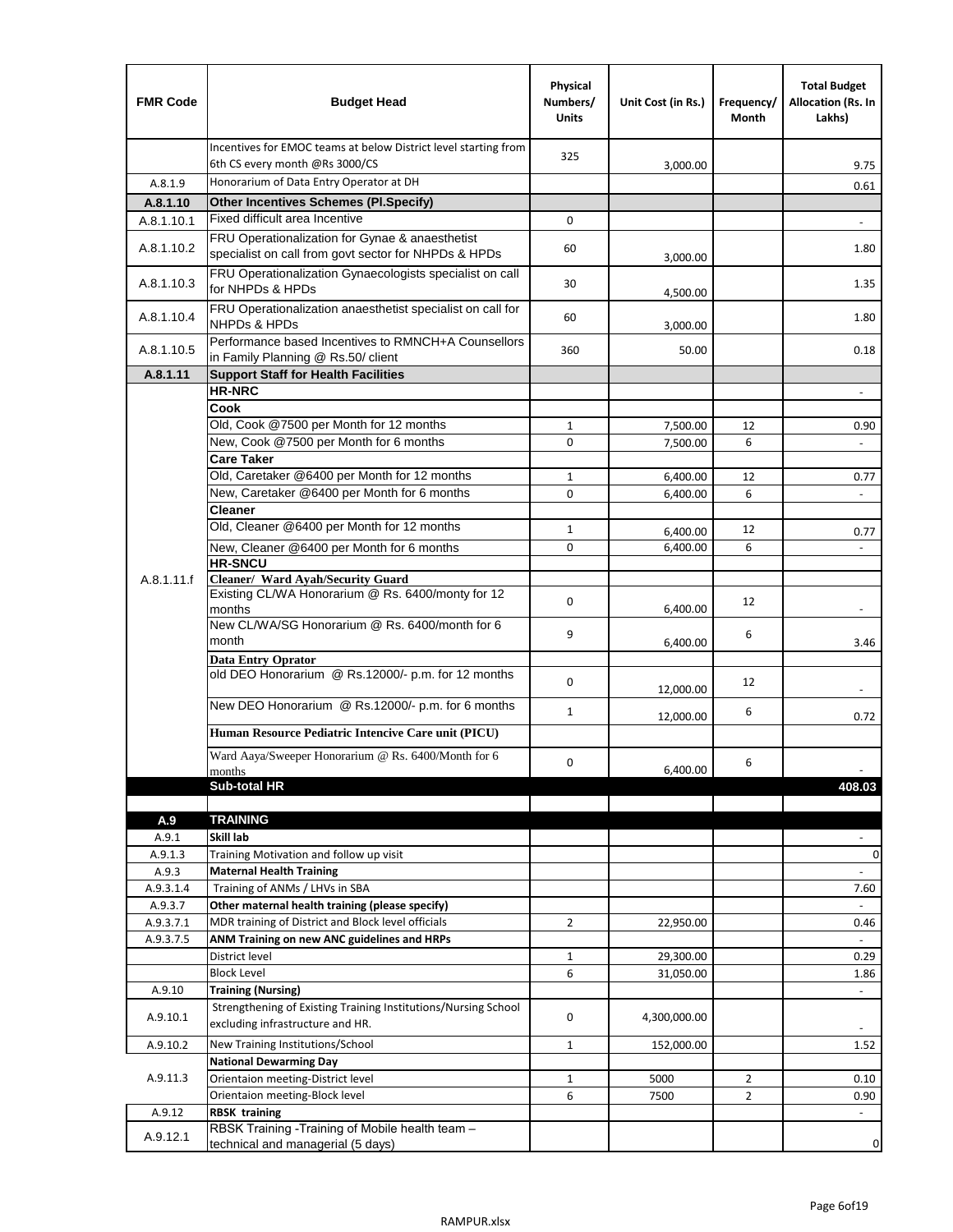| FMR Code | Budget Head | Physical Numbers/ Units | Unit Cost (in Rs.) | Frequency/ Month | Total Budget Allocation (Rs. In Lakhs) |
|---|---|---|---|---|---|
| | Incentives for EMOC teams at below District level starting from 6th CS every month @Rs 3000/CS | 325 | 3,000.00 | | 9.75 |
| A.8.1.9 | Honorarium of Data Entry Operator at DH | | | | 0.61 |
| **A.8.1.10** | **Other Incentives Schemes (Pl.Specify)** | | | | |
| A.8.1.10.1 | Fixed difficult area Incentive | 0 | | | - |
| A.8.1.10.2 | FRU Operationalization for Gynae & anaesthetist specialist on call from govt sector for NHPDs & HPDs | 60 | 3,000.00 | | 1.80 |
| A.8.1.10.3 | FRU Operationalization Gynaecologists specialist on call for NHPDs & HPDs | 30 | 4,500.00 | | 1.35 |
| A.8.1.10.4 | FRU Operationalization anaesthetist specialist on call for NHPDs & HPDs | 60 | 3,000.00 | | 1.80 |
| A.8.1.10.5 | Performance based Incentives to RMNCH+A Counsellors in Family Planning @ Rs.50/ client | 360 | 50.00 | | 0.18 |
| **A.8.1.11** | **Support Staff for Health Facilities** | | | | |
| A.8.1.11.f | **HR-NRC** | | | | - |
| | **Cook** | | | | |
| | Old, Cook @7500 per Month for 12 months | 1 | 7,500.00 | 12 | 0.90 |
| | New, Cook @7500 per Month for 6 months | 0 | 7,500.00 | 6 | - |
| | **Care Taker** | | | | |
| | Old, Caretaker @6400 per Month for 12 months | 1 | 6,400.00 | 12 | 0.77 |
| | New, Caretaker @6400 per Month for 6 months | 0 | 6,400.00 | 6 | - |
| | **Cleaner** | | | | |
| | Old, Cleaner @6400 per Month for 12 months | 1 | 6,400.00 | 12 | 0.77 |
| | New, Cleaner @6400 per Month for 6 months | 0 | 6,400.00 | 6 | - |
| | **HR-SNCU** | | | | |
| | **Cleaner/ Ward Ayah/Security Guard** | | | | |
| | Existing CL/WA Honorarium @ Rs. 6400/monty for 12 months | 0 | 6,400.00 | 12 | - |
| | New CL/WA/SG Honorarium @ Rs. 6400/month for 6 month | 9 | 6,400.00 | 6 | 3.46 |
| | **Data Entry Oprator** | | | | |
| | old DEO Honorarium @ Rs.12000/- p.m. for 12 months | 0 | 12,000.00 | 12 | - |
| | New DEO Honorarium @ Rs.12000/- p.m. for 6 months | 1 | 12,000.00 | 6 | 0.72 |
| | **Human Resource Pediatric Intencive Care unit (PICU)** | | | | |
| | Ward Aaya/Sweeper Honorarium @ Rs. 6400/Month for 6 months | 0 | 6,400.00 | 6 | - |
| | **Sub-total HR** | | | | **408.03** |
| | | | | | |
| **A.9** | **TRAINING** | | | | |
| A.9.1 | **Skill lab** | | | | - |
| A.9.1.3 | Training Motivation and follow up visit | | | | 0 |
| A.9.3 | **Maternal Health Training** | | | | - |
| A.9.3.1.4 | Training of ANMs / LHVs in SBA | | | | 7.60 |
| A.9.3.7 | **Other maternal health training (please specify)** | | | | - |
| A.9.3.7.1 | MDR training of District and Block level officials | 2 | 22,950.00 | | 0.46 |
| A.9.3.7.5 | **ANM Training on new ANC guidelines and HRPs** | | | | - |
| | District level | 1 | 29,300.00 | | 0.29 |
| | Block Level | 6 | 31,050.00 | | 1.86 |
| A.9.10 | **Training (Nursing)** | | | | - |
| A.9.10.1 | Strengthening of Existing Training Institutions/Nursing School excluding infrastructure and HR. | 0 | 4,300,000.00 | | - |
| A.9.10.2 | New Training Institutions/School | 1 | 152,000.00 | | 1.52 |
| A.9.11.3 | **National Dewarming Day** | | | | |
| | Orientaion meeting-District level | 1 | 5000 | 2 | 0.10 |
| | Orientaion meeting-Block level | 6 | 7500 | 2 | 0.90 |
| A.9.12 | **RBSK training** | | | | - |
| A.9.12.1 | RBSK Training -Training of Mobile health team – technical and managerial (5 days) | | | | 0 |

RAMPUR.xlsx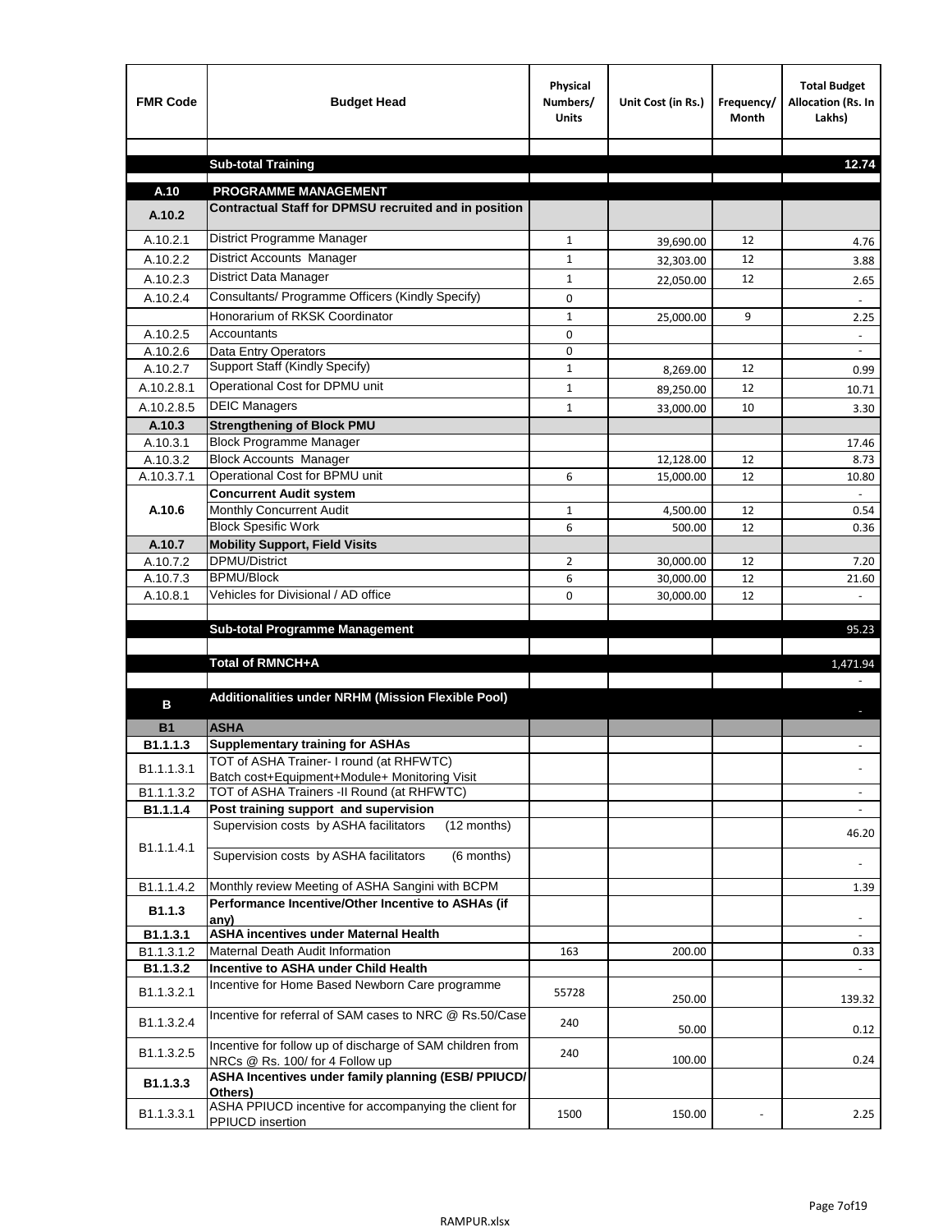| FMR Code | Budget Head | Physical Numbers/ Units | Unit Cost (in Rs.) | Frequency/ Month | Total Budget Allocation (Rs. In Lakhs) |
|---|---|---|---|---|---|
| | | | | | |
| | **Sub-total Training** | | | | **12.74** |
| **A.10** | **PROGRAMME MANAGEMENT** | | | | |
| **A.10.2** | **Contractual Staff for DPMSU recruited and in position** | | | | |
| A.10.2.1 | District Programme Manager | 1 | 39,690.00 | 12 | 4.76 |
| A.10.2.2 | District Accounts Manager | 1 | 32,303.00 | 12 | 3.88 |
| A.10.2.3 | District Data Manager | 1 | 22,050.00 | 12 | 2.65 |
| A.10.2.4 | Consultants/ Programme Officers (Kindly Specify) | 0 | | | - |
| | Honorarium of RKSK Coordinator | 1 | 25,000.00 | 9 | 2.25 |
| A.10.2.5 | Accountants | 0 | | | - |
| A.10.2.6 | Data Entry Operators | 0 | | | - |
| A.10.2.7 | Support Staff (Kindly Specify) | 1 | 8,269.00 | 12 | 0.99 |
| A.10.2.8.1 | Operational Cost for DPMU unit | 1 | 89,250.00 | 12 | 10.71 |
| A.10.2.8.5 | DEIC Managers | 1 | 33,000.00 | 10 | 3.30 |
| **A.10.3** | **Strengthening of Block PMU** | | | | |
| A.10.3.1 | Block Programme Manager | | | | 17.46 |
| A.10.3.2 | Block Accounts Manager | | 12,128.00 | 12 | 8.73 |
| A.10.3.7.1 | Operational Cost for BPMU unit | 6 | 15,000.00 | 12 | 10.80 |
| **A.10.6** | **Concurrent Audit system** | | | | - |
| | Monthly Concurrent Audit | 1 | 4,500.00 | 12 | 0.54 |
| | Block Spesific Work | 6 | 500.00 | 12 | 0.36 |
| **A.10.7** | **Mobility Support, Field Visits** | | | | |
| A.10.7.2 | DPMU/District | 2 | 30,000.00 | 12 | 7.20 |
| A.10.7.3 | BPMU/Block | 6 | 30,000.00 | 12 | 21.60 |
| A.10.8.1 | Vehicles for Divisional / AD office | 0 | 30,000.00 | 12 | - |
| | | | | | |
| | **Sub-total Programme Management** | | | | 95.23 |
| | | | | | |
| | **Total of RMNCH+A** | | | | 1,471.94 |
| | | | | | - |
| **B** | **Additionalities under NRHM (Mission Flexible Pool)** | | | | - |
| **B1** | **ASHA** | | | | |
| **B1.1.1.3** | **Supplementary training for ASHAs** | | | | - |
| B1.1.1.3.1 | TOT of ASHA Trainer- I round (at RHFWTC) Batch cost+Equipment+Module+ Monitoring Visit | | | | - |
| B1.1.1.3.2 | TOT of ASHA Trainers -II Round (at RHFWTC) | | | | - |
| **B1.1.1.4** | **Post training support and supervision** | | | | - |
| B1.1.1.4.1 | Supervision costs by ASHA facilitators (12 months) | | | | 46.20 |
| | Supervision costs by ASHA facilitators (6 months) | | | | - |
| B1.1.1.4.2 | Monthly review Meeting of ASHA Sangini with BCPM | | | | 1.39 |
| **B1.1.3** | **Performance Incentive/Other Incentive to ASHAs (if any)** | | | | - |
| **B1.1.3.1** | **ASHA incentives under Maternal Health** | | | | - |
| B1.1.3.1.2 | Maternal Death Audit Information | 163 | 200.00 | | 0.33 |
| **B1.1.3.2** | **Incentive to ASHA under Child Health** | | | | - |
| B1.1.3.2.1 | Incentive for Home Based Newborn Care programme | 55728 | 250.00 | | 139.32 |
| B1.1.3.2.4 | Incentive for referral of SAM cases to NRC @ Rs.50/Case | 240 | 50.00 | | 0.12 |
| B1.1.3.2.5 | Incentive for follow up of discharge of SAM children from NRCs @ Rs. 100/ for 4 Follow up | 240 | 100.00 | | 0.24 |
| **B1.1.3.3** | **ASHA Incentives under family planning (ESB/ PPIUCD/ Others)** | | | | |
| B1.1.3.3.1 | ASHA PPIUCD incentive for accompanying the client for PPIUCD insertion | 1500 | 150.00 | - | 2.25 |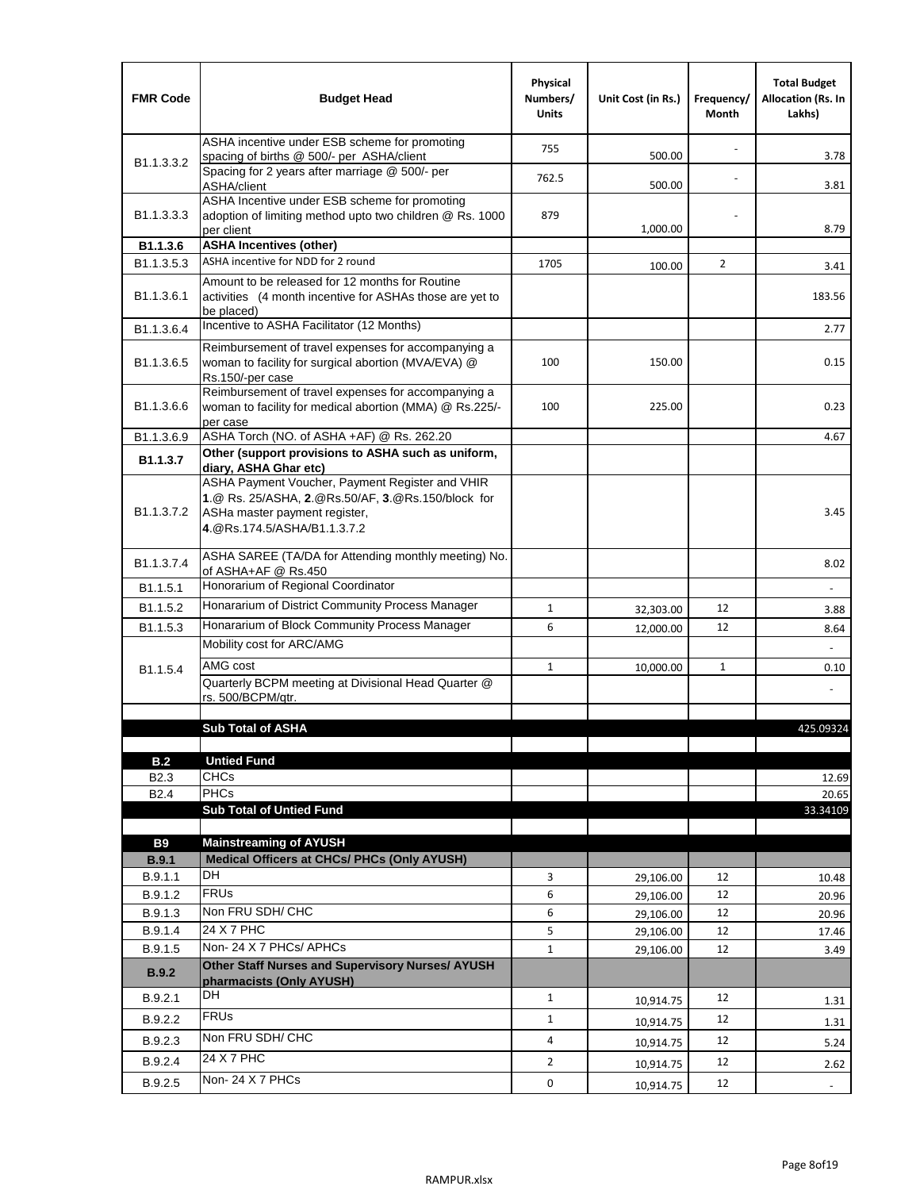| FMR Code | Budget Head | Physical Numbers/ Units | Unit Cost (in Rs.) | Frequency/ Month | Total Budget Allocation (Rs. In Lakhs) |
|---|---|---|---|---|---|
| B1.1.3.3.2 | ASHA incentive under ESB scheme for promoting spacing of births @ 500/- per ASHA/client | 755 | 500.00 | - | 3.78 |
| | Spacing for 2 years after marriage @ 500/- per ASHA/client | 762.5 | 500.00 | - | 3.81 |
| B1.1.3.3.3 | ASHA Incentive under ESB scheme for promoting adoption of limiting method upto two children @ Rs. 1000 per client | 879 | 1,000.00 | - | 8.79 |
| **B1.1.3.6** | **ASHA Incentives (other)** | | | | |
| B1.1.3.5.3 | ASHA incentive for NDD for 2 round | 1705 | 100.00 | 2 | 3.41 |
| B1.1.3.6.1 | Amount to be released for 12 months for Routine activities (4 month incentive for ASHAs those are yet to be placed) | | | | 183.56 |
| B1.1.3.6.4 | Incentive to ASHA Facilitator (12 Months) | | | | 2.77 |
| B1.1.3.6.5 | Reimbursement of travel expenses for accompanying a woman to facility for surgical abortion (MVA/EVA) @ Rs.150/-per case | 100 | 150.00 | | 0.15 |
| B1.1.3.6.6 | Reimbursement of travel expenses for accompanying a woman to facility for medical abortion (MMA) @ Rs.225/- per case | 100 | 225.00 | | 0.23 |
| B1.1.3.6.9 | ASHA Torch (NO. of ASHA +AF) @ Rs. 262.20 | | | | 4.67 |
| **B1.1.3.7** | **Other (support provisions to ASHA such as uniform, diary, ASHA Ghar etc)** | | | | |
| B1.1.3.7.2 | ASHA Payment Voucher, Payment Register and VHIR **1**.@ Rs. 25/ASHA, **2**.@Rs.50/AF, **3**.@Rs.150/block for ASHa master payment register, **4**.@Rs.174.5/ASHA/B1.1.3.7.2 | | | | 3.45 |
| B1.1.3.7.4 | ASHA SAREE (TA/DA for Attending monthly meeting) No. of ASHA+AF @ Rs.450 | | | | 8.02 |
| B1.1.5.1 | Honorarium of Regional Coordinator | | | | - |
| B1.1.5.2 | Honararium of District Community Process Manager | 1 | 32,303.00 | 12 | 3.88 |
| B1.1.5.3 | Honararium of Block Community Process Manager | 6 | 12,000.00 | 12 | 8.64 |
| B1.1.5.4 | Mobility cost for ARC/AMG | | | | - |
| | AMG cost | 1 | 10,000.00 | 1 | 0.10 |
| | Quarterly BCPM meeting at Divisional Head Quarter @ rs. 500/BCPM/qtr. | | | | - |
| | | | | | |
| | **Sub Total of ASHA** | | | | 425.09324 |
| | | | | | |
| **B.2** | **Untied Fund** | | | | |
| B2.3 | CHCs | | | | 12.69 |
| B2.4 | PHCs | | | | 20.65 |
| | **Sub Total of Untied Fund** | | | | 33.34109 |
| | | | | | |
| **B9** | **Mainstreaming of AYUSH** | | | | |
| **B.9.1** | **Medical Officers at CHCs/ PHCs (Only AYUSH)** | | | | |
| B.9.1.1 | DH | 3 | 29,106.00 | 12 | 10.48 |
| B.9.1.2 | FRUs | 6 | 29,106.00 | 12 | 20.96 |
| B.9.1.3 | Non FRU SDH/ CHC | 6 | 29,106.00 | 12 | 20.96 |
| B.9.1.4 | 24 X 7 PHC | 5 | 29,106.00 | 12 | 17.46 |
| B.9.1.5 | Non- 24 X 7 PHCs/ APHCs | 1 | 29,106.00 | 12 | 3.49 |
| **B.9.2** | **Other Staff Nurses and Supervisory Nurses/ AYUSH pharmacists (Only AYUSH)** | | | | |
| B.9.2.1 | DH | 1 | 10,914.75 | 12 | 1.31 |
| B.9.2.2 | FRUs | 1 | 10,914.75 | 12 | 1.31 |
| B.9.2.3 | Non FRU SDH/ CHC | 4 | 10,914.75 | 12 | 5.24 |
| B.9.2.4 | 24 X 7 PHC | 2 | 10,914.75 | 12 | 2.62 |
| B.9.2.5 | Non- 24 X 7 PHCs | 0 | 10,914.75 | 12 | - |

RAMPUR.xlsx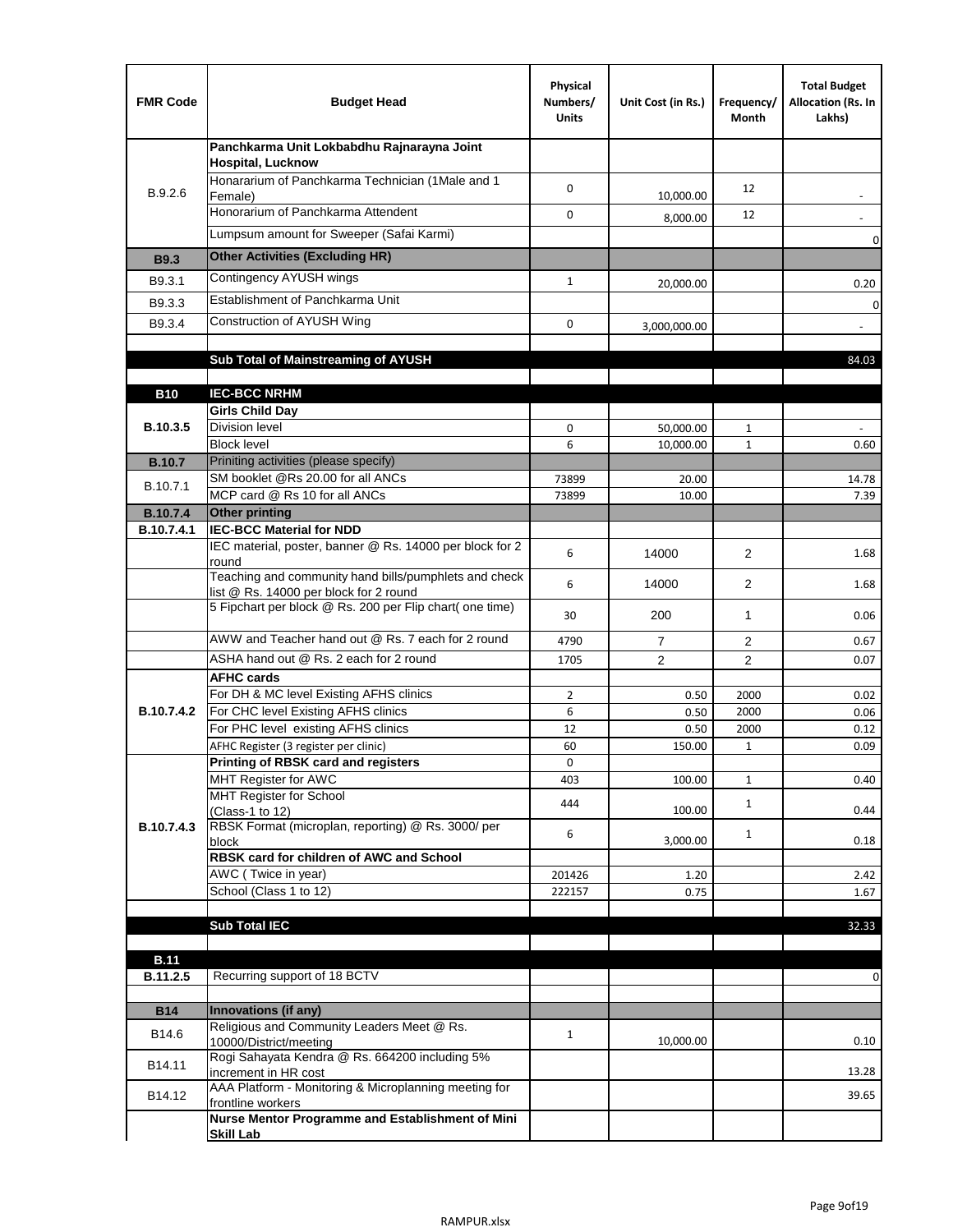| FMR Code | Budget Head | Physical Numbers/ Units | Unit Cost (in Rs.) | Frequency/ Month | Total Budget Allocation (Rs. In Lakhs) |
|---|---|---|---|---|---|
| B.9.2.6 | **Panchkarma Unit Lokbabdhu Rajnarayna Joint Hospital, Lucknow** | | | | |
| | Honararium of Panchkarma Technician (1Male and 1 Female) | 0 | 10,000.00 | 12 | - |
| | Honorarium of Panchkarma Attendent | 0 | 8,000.00 | 12 | - |
| | Lumpsum amount for Sweeper (Safai Karmi) | | | | 0 |
| **B9.3** | **Other Activities (Excluding HR)** | | | | |
| B9.3.1 | Contingency AYUSH wings | 1 | 20,000.00 | | 0.20 |
| B9.3.3 | Establishment of Panchkarma Unit | | | | 0 |
| B9.3.4 | Construction of AYUSH Wing | 0 | 3,000,000.00 | | - |
| | | | | | |
| | **Sub Total of Mainstreaming of AYUSH** | | | | 84.03 |
| | | | | | |
| **B10** | **IEC-BCC NRHM** | | | | |
| **B.10.3.5** | **Girls Child Day** | | | | |
| | Division level | 0 | 50,000.00 | 1 | - |
| | Block level | 6 | 10,000.00 | 1 | 0.60 |
| **B.10.7** | Priniting activities (please specify) | | | | |
| B.10.7.1 | SM booklet @Rs 20.00 for all ANCs | 73899 | 20.00 | | 14.78 |
| | MCP card @ Rs 10 for all ANCs | 73899 | 10.00 | | 7.39 |
| **B.10.7.4** | **Other printing** | | | | |
| **B.10.7.4.1** | **IEC-BCC Material for NDD** | | | | |
| | IEC material, poster, banner @ Rs. 14000 per block for 2 round | 6 | 14000 | 2 | 1.68 |
| | Teaching and community hand bills/pumphlets and check list @ Rs. 14000 per block for 2 round | 6 | 14000 | 2 | 1.68 |
| | 5 Fipchart per block @ Rs. 200 per Flip chart( one time) | 30 | 200 | 1 | 0.06 |
| | AWW and Teacher hand out @ Rs. 7 each for 2 round | 4790 | 7 | 2 | 0.67 |
| | ASHA hand out @ Rs. 2 each for 2 round | 1705 | 2 | 2 | 0.07 |
| **B.10.7.4.2** | **AFHC cards** | | | | |
| | For DH & MC level Existing AFHS clinics | 2 | 0.50 | 2000 | 0.02 |
| | For CHC level Existing AFHS clinics | 6 | 0.50 | 2000 | 0.06 |
| | For PHC level existing AFHS clinics | 12 | 0.50 | 2000 | 0.12 |
| | AFHC Register (3 register per clinic) | 60 | 150.00 | 1 | 0.09 |
| **B.10.7.4.3** | **Printing of RBSK card and registers** | 0 | | | |
| | MHT Register for AWC | 403 | 100.00 | 1 | 0.40 |
| | MHT Register for School (Class-1 to 12) | 444 | 100.00 | 1 | 0.44 |
| | RBSK Format (microplan, reporting) @ Rs. 3000/ per block | 6 | 3,000.00 | 1 | 0.18 |
| | **RBSK card for children of AWC and School** | | | | |
| | AWC ( Twice in year) | 201426 | 1.20 | | 2.42 |
| | School (Class 1 to 12) | 222157 | 0.75 | | 1.67 |
| | | | | | |
| | **Sub Total IEC** | | | | 32.33 |
| | | | | | |
| **B.11** | | | | | |
| **B.11.2.5** | Recurring support of 18 BCTV | | | | 0 |
| | | | | | |
| **B14** | **Innovations (if any)** | | | | |
| B14.6 | Religious and Community Leaders Meet @ Rs. 10000/District/meeting | 1 | 10,000.00 | | 0.10 |
| B14.11 | Rogi Sahayata Kendra @ Rs. 664200 including 5% increment in HR cost | | | | 13.28 |
| B14.12 | AAA Platform - Monitoring & Microplanning meeting for frontline workers | | | | 39.65 |
| | **Nurse Mentor Programme and Establishment of Mini Skill Lab** | | | | |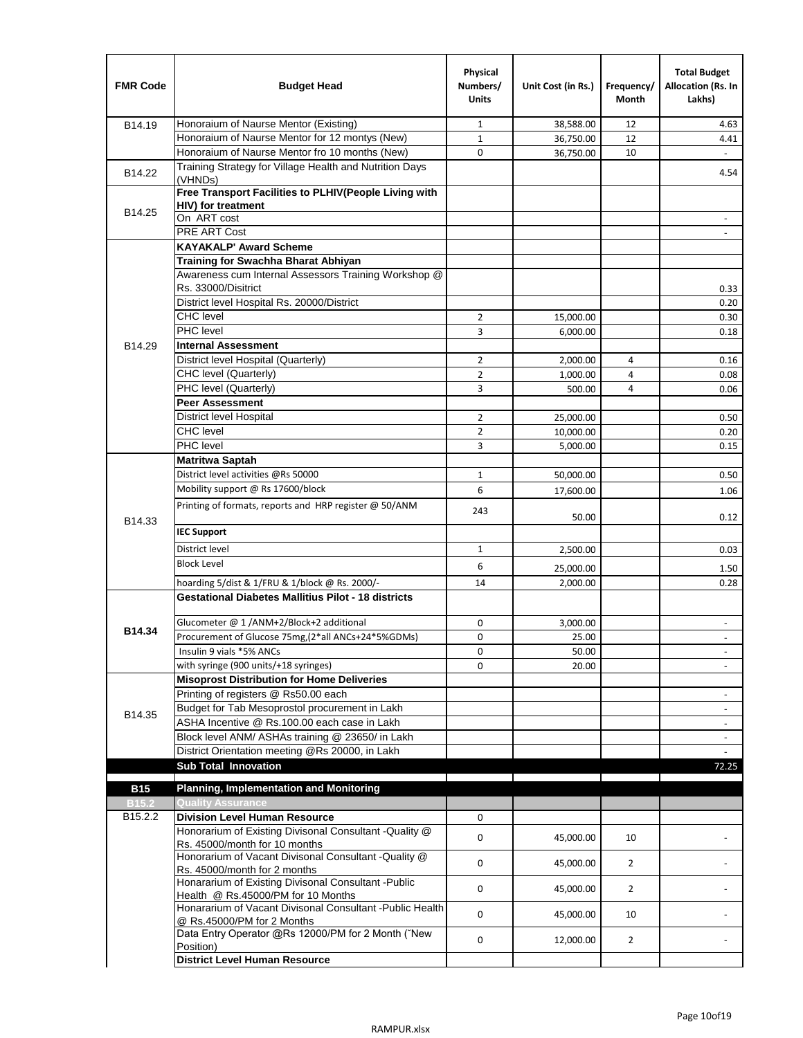| FMR Code | Budget Head | Physical Numbers/ Units | Unit Cost (in Rs.) | Frequency/ Month | Total Budget Allocation (Rs. In Lakhs) |
|---|---|---|---|---|---|
| B14.19 | Honoraium of Naurse Mentor (Existing) | 1 | 38,588.00 | 12 | 4.63 |
| | Honoraium of Naurse Mentor for 12 montys (New) | 1 | 36,750.00 | 12 | 4.41 |
| | Honoraium of Naurse Mentor fro 10 months (New) | 0 | 36,750.00 | 10 | - |
| B14.22 | Training Strategy for Village Health and Nutrition Days (VHNDs) | | | | 4.54 |
| B14.25 | **Free Transport Facilities to PLHIV(People Living with HIV) for treatment** | | | | |
| | On ART cost | | | | - |
| | PRE ART Cost | | | | - |
| B14.29 | **KAYAKALP' Award Scheme** | | | | |
| | **Training for Swachha Bharat Abhiyan** | | | | |
| | Awareness cum Internal Assessors Training Workshop @ Rs. 33000/Disitrict | | | | 0.33 |
| | District level Hospital Rs. 20000/District | | | | 0.20 |
| | CHC level | 2 | 15,000.00 | | 0.30 |
| | PHC level | 3 | 6,000.00 | | 0.18 |
| | **Internal Assessment** | | | | |
| | District level Hospital (Quarterly) | 2 | 2,000.00 | 4 | 0.16 |
| | CHC level (Quarterly) | 2 | 1,000.00 | 4 | 0.08 |
| | PHC level (Quarterly) | 3 | 500.00 | 4 | 0.06 |
| | **Peer Assessment** | | | | |
| | District level Hospital | 2 | 25,000.00 | | 0.50 |
| | CHC level | 2 | 10,000.00 | | 0.20 |
| | PHC level | 3 | 5,000.00 | | 0.15 |
| B14.33 | **Matritwa Saptah** | | | | |
| | District level activities @Rs 50000 | 1 | 50,000.00 | | 0.50 |
| | Mobility support @ Rs 17600/block | 6 | 17,600.00 | | 1.06 |
| | Printing of formats, reports and HRP register @ 50/ANM | 243 | 50.00 | | 0.12 |
| | **IEC Support** | | | | |
| | District level | 1 | 2,500.00 | | 0.03 |
| | Block Level | 6 | 25,000.00 | | 1.50 |
| | hoarding 5/dist & 1/FRU & 1/block @ Rs. 2000/- | 14 | 2,000.00 | | 0.28 |
| B14.34 | **Gestational Diabetes Mallitius Pilot - 18 districts** | | | | |
| | Glucometer @ 1 /ANM+2/Block+2 additional | 0 | 3,000.00 | | - |
| | Procurement of Glucose 75mg,(2*all ANCs+24*5%GDMs) | 0 | 25.00 | | - |
| | Insulin 9 vials *5% ANCs | 0 | 50.00 | | - |
| | with syringe (900 units/+18 syringes) | 0 | 20.00 | | - |
| B14.35 | **Misoprost Distribution for Home Deliveries** | | | | |
| | Printing of registers @ Rs50.00 each | | | | - |
| | Budget for Tab Mesoprostol procurement in Lakh | | | | - |
| | ASHA Incentive @ Rs.100.00 each case in Lakh | | | | - |
| | Block level ANM/ ASHAs training @ 23650/ in Lakh | | | | - |
| | District Orientation meeting @Rs 20000, in Lakh | | | | - |
| | **Sub Total Innovation** | | | | 72.25 |
| **B15** | **Planning, Implementation and Monitoring** | | | | |
| **B15.2** | **Quality Assurance** | | | | |
| B15.2.2 | **Division Level Human Resource** | 0 | | | |
| | Honorarium of Existing Divisonal Consultant -Quality @ Rs. 45000/month for 10 months | 0 | 45,000.00 | 10 | - |
| | Honorarium of Vacant Divisonal Consultant -Quality @ Rs. 45000/month for 2 months | 0 | 45,000.00 | 2 | - |
| | Honararium of Existing Divisonal Consultant -Public Health @ Rs.45000/PM for 10 Months | 0 | 45,000.00 | 2 | - |
| | Honararium of Vacant Divisonal Consultant -Public Health @ Rs.45000/PM for 2 Months | 0 | 45,000.00 | 10 | - |
| | Data Entry Operator @Rs 12000/PM for 2 Month (˜New Position) | 0 | 12,000.00 | 2 | - |
| | **District Level Human Resource** | | | | |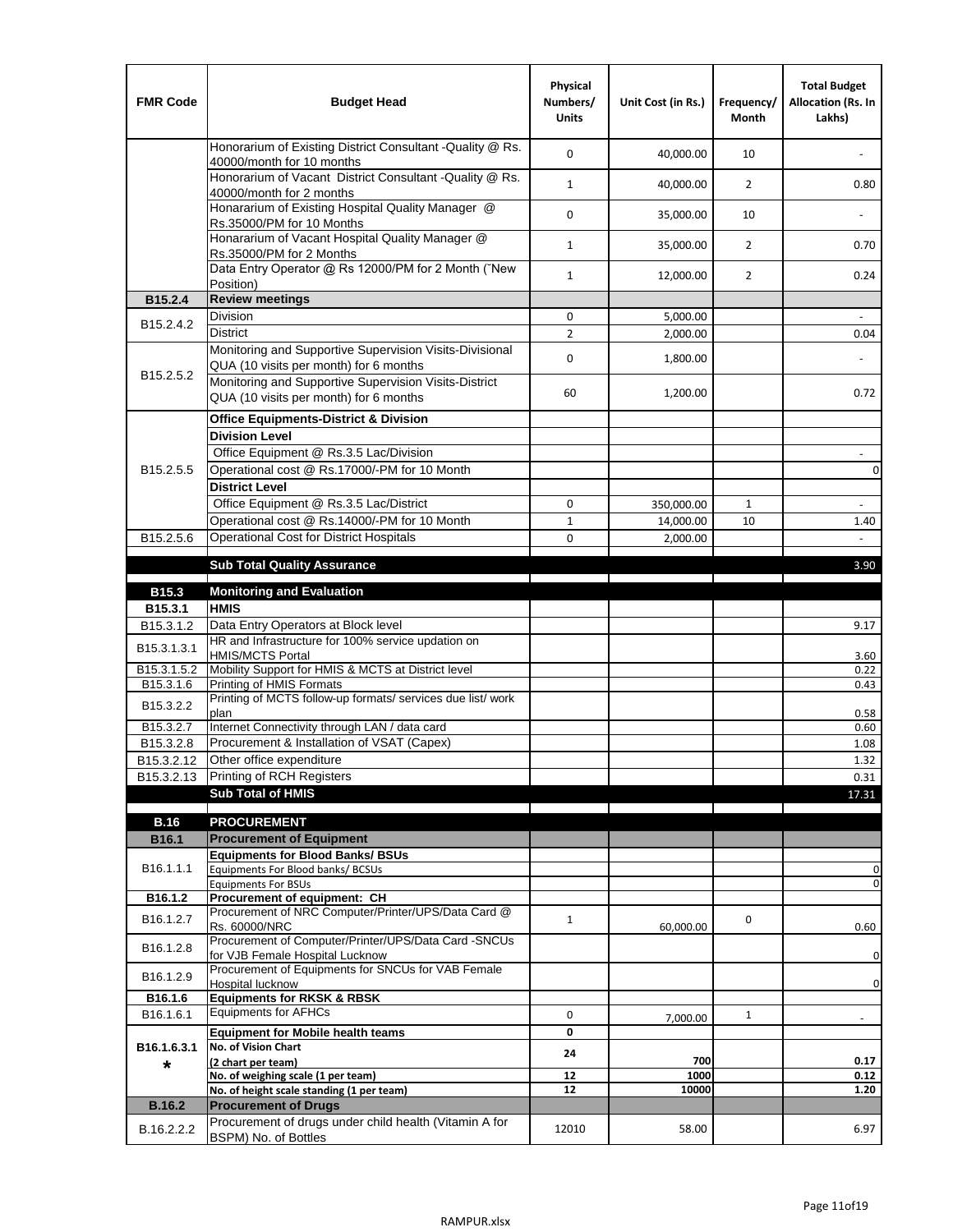| FMR Code | Budget Head | Physical Numbers/ Units | Unit Cost (in Rs.) | Frequency/ Month | Total Budget Allocation (Rs. In Lakhs) |
|---|---|---|---|---|---|
| | Honorarium of Existing District Consultant -Quality @ Rs. 40000/month for 10 months | 0 | 40,000.00 | 10 | - |
| | Honorarium of Vacant District Consultant -Quality @ Rs. 40000/month for 2 months | 1 | 40,000.00 | 2 | 0.80 |
| | Honararium of Existing Hospital Quality Manager @ Rs.35000/PM for 10 Months | 0 | 35,000.00 | 10 | - |
| | Honararium of Vacant Hospital Quality Manager @ Rs.35000/PM for 2 Months | 1 | 35,000.00 | 2 | 0.70 |
| | Data Entry Operator @ Rs 12000/PM for 2 Month (˜New Position) | 1 | 12,000.00 | 2 | 0.24 |
| **B15.2.4** | **Review meetings** | | | | |
| B15.2.4.2 | Division | 0 | 5,000.00 | | - |
| | District | 2 | 2,000.00 | | 0.04 |
| B15.2.5.2 | Monitoring and Supportive Supervision Visits-Divisional QUA (10 visits per month) for 6 months | 0 | 1,800.00 | | - |
| | Monitoring and Supportive Supervision Visits-District QUA (10 visits per month) for 6 months | 60 | 1,200.00 | | 0.72 |
| B15.2.5.5 | **Office Equipments-District & Division** | | | | |
| | **Division Level** | | | | |
| | Office Equipment @ Rs.3.5 Lac/Division | | | | - |
| | Operational cost @ Rs.17000/-PM for 10 Month | | | | 0 |
| | **District Level** | | | | |
| | Office Equipment @ Rs.3.5 Lac/District | 0 | 350,000.00 | 1 | - |
| | Operational cost @ Rs.14000/-PM for 10 Month | 1 | 14,000.00 | 10 | 1.40 |
| B15.2.5.6 | Operational Cost for District Hospitals | 0 | 2,000.00 | | - |
| | **Sub Total Quality Assurance** | | | | 3.90 |
| **B15.3** | **Monitoring and Evaluation** | | | | |
| **B15.3.1** | **HMIS** | | | | |
| B15.3.1.2 | Data Entry Operators at Block level | | | | 9.17 |
| B15.3.1.3.1 | HR and Infrastructure for 100% service updation on HMIS/MCTS Portal | | | | 3.60 |
| B15.3.1.5.2 | Mobility Support for HMIS & MCTS at District level | | | | 0.22 |
| B15.3.1.6 | Printing of HMIS Formats | | | | 0.43 |
| B15.3.2.2 | Printing of MCTS follow-up formats/ services due list/ work plan | | | | 0.58 |
| B15.3.2.7 | Internet Connectivity through LAN / data card | | | | 0.60 |
| B15.3.2.8 | Procurement & Installation of VSAT (Capex) | | | | 1.08 |
| B15.3.2.12 | Other office expenditure | | | | 1.32 |
| B15.3.2.13 | Printing of RCH Registers | | | | 0.31 |
| | **Sub Total of HMIS** | | | | 17.31 |
| **B.16** | **PROCUREMENT** | | | | |
| **B16.1** | **Procurement of Equipment** | | | | |
| B16.1.1.1 | **Equipments for Blood Banks/ BSUs** | | | | |
| | Equipments For Blood banks/ BCSUs | | | | 0 |
| | Equipments For BSUs | | | | 0 |
| **B16.1.2** | **Procurement of equipment: CH** | | | | |
| B16.1.2.7 | Procurement of NRC Computer/Printer/UPS/Data Card @ Rs. 60000/NRC | 1 | 60,000.00 | 0 | 0.60 |
| B16.1.2.8 | Procurement of Computer/Printer/UPS/Data Card -SNCUs for VJB Female Hospital Lucknow | | | | 0 |
| B16.1.2.9 | Procurement of Equipments for SNCUs for VAB Female Hospital lucknow | | | | 0 |
| **B16.1.6** | **Equipments for RKSK & RBSK** | | | | |
| B16.1.6.1 | Equipments for AFHCs | 0 | 7,000.00 | 1 | - |
| B16.1.6.3.1 * | **Equipment for Mobile health teams** | 0 | | | |
| | **No. of Vision Chart (2 chart per team)** | 24 | 700 | | 0.17 |
| | **No. of weighing scale (1 per team)** | 12 | 1000 | | 0.12 |
| | **No. of height scale standing (1 per team)** | 12 | 10000 | | 1.20 |
| **B.16.2** | **Procurement of Drugs** | | | | |
| B.16.2.2.2 | Procurement of drugs under child health (Vitamin A for BSPM) No. of Bottles | 12010 | 58.00 | | 6.97 |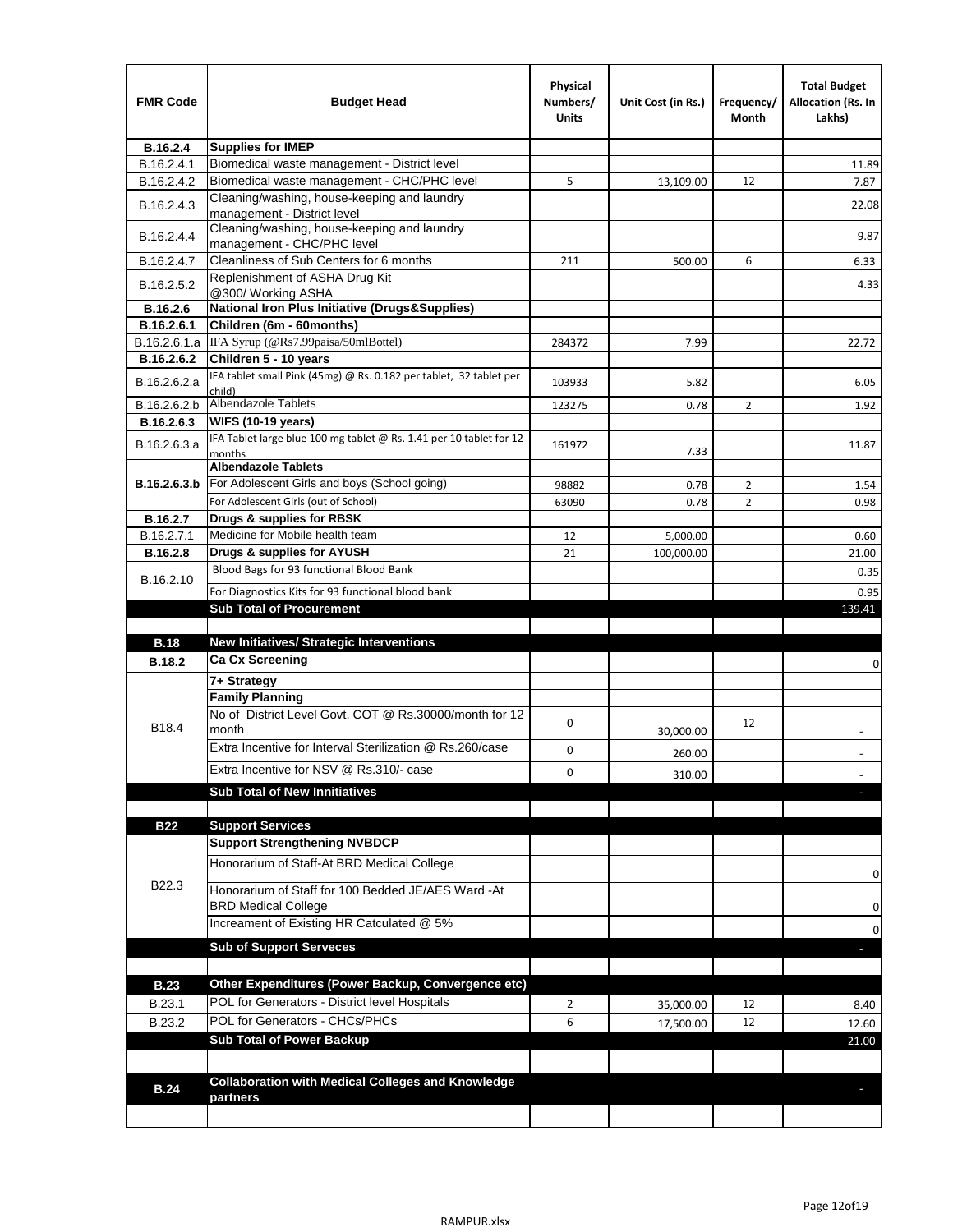| FMR Code | Budget Head | Physical Numbers/ Units | Unit Cost (in Rs.) | Frequency/ Month | Total Budget Allocation (Rs. In Lakhs) |
|---|---|---|---|---|---|
| **B.16.2.4** | **Supplies for IMEP** | | | | |
| B.16.2.4.1 | Biomedical waste management - District level | | | | 11.89 |
| B.16.2.4.2 | Biomedical waste management - CHC/PHC level | 5 | 13,109.00 | 12 | 7.87 |
| B.16.2.4.3 | Cleaning/washing, house-keeping and laundry management - District level | | | | 22.08 |
| B.16.2.4.4 | Cleaning/washing, house-keeping and laundry management - CHC/PHC level | | | | 9.87 |
| B.16.2.4.7 | Cleanliness of Sub Centers for 6 months | 211 | 500.00 | 6 | 6.33 |
| B.16.2.5.2 | Replenishment of ASHA Drug Kit @300/ Working ASHA | | | | 4.33 |
| **B.16.2.6** | **National Iron Plus Initiative (Drugs&Supplies)** | | | | |
| **B.16.2.6.1** | **Children (6m - 60months)** | | | | |
| B.16.2.6.1.a | IFA Syrup (@Rs7.99paisa/50mlBottel) | 284372 | 7.99 | | 22.72 |
| **B.16.2.6.2** | **Children 5 - 10 years** | | | | |
| B.16.2.6.2.a | IFA tablet small Pink (45mg) @ Rs. 0.182 per tablet, 32 tablet per child) | 103933 | 5.82 | | 6.05 |
| B.16.2.6.2.b | Albendazole Tablets | 123275 | 0.78 | 2 | 1.92 |
| **B.16.2.6.3** | **WIFS (10-19 years)** | | | | |
| B.16.2.6.3.a | IFA Tablet large blue 100 mg tablet @ Rs. 1.41 per 10 tablet for 12 months | 161972 | 7.33 | | 11.87 |
| **B.16.2.6.3.b** | **Albendazole Tablets** | | | | |
| | For Adolescent Girls and boys (School going) | 98882 | 0.78 | 2 | 1.54 |
| | For Adolescent Girls (out of School) | 63090 | 0.78 | 2 | 0.98 |
| **B.16.2.7** | **Drugs & supplies for RBSK** | | | | |
| B.16.2.7.1 | Medicine for Mobile health team | 12 | 5,000.00 | | 0.60 |
| **B.16.2.8** | **Drugs & supplies for AYUSH** | 21 | 100,000.00 | | 21.00 |
| B.16.2.10 | Blood Bags for 93 functional Blood Bank | | | | 0.35 |
| | For Diagnostics Kits for 93 functional blood bank | | | | 0.95 |
| | **Sub Total of Procurement** | | | | 139.41 |
| | | | | | |
| **B.18** | **New Initiatives/ Strategic Interventions** | | | | |
| **B.18.2** | **Ca Cx Screening** | | | | 0 |
| B18.4 | **7+ Strategy** | | | | |
| | **Family Planning** | | | | |
| | No of District Level Govt. COT @ Rs.30000/month for 12 month | 0 | 30,000.00 | 12 | - |
| | Extra Incentive for Interval Sterilization @ Rs.260/case | 0 | 260.00 | | - |
| | Extra Incentive for NSV @ Rs.310/- case | 0 | 310.00 | | - |
| | **Sub Total of New Innitiatives** | | | | - |
| | | | | | |
| **B22** | **Support Services** | | | | |
| B22.3 | **Support Strengthening NVBDCP** | | | | |
| | Honorarium of Staff-At BRD Medical College | | | | 0 |
| | Honorarium of Staff for 100 Bedded JE/AES Ward -At BRD Medical College | | | | 0 |
| | Increament of Existing HR Catculated @ 5% | | | | 0 |
| | **Sub of Support Serveces** | | | | - |
| | | | | | |
| **B.23** | **Other Expenditures (Power Backup, Convergence etc)** | | | | |
| B.23.1 | POL for Generators - District level Hospitals | 2 | 35,000.00 | 12 | 8.40 |
| B.23.2 | POL for Generators - CHCs/PHCs | 6 | 17,500.00 | 12 | 12.60 |
| | **Sub Total of Power Backup** | | | | 21.00 |
| | | | | | |
| **B.24** | **Collaboration with Medical Colleges and Knowledge partners** | | | | - |
| | | | | | |

RAMPUR.xlsx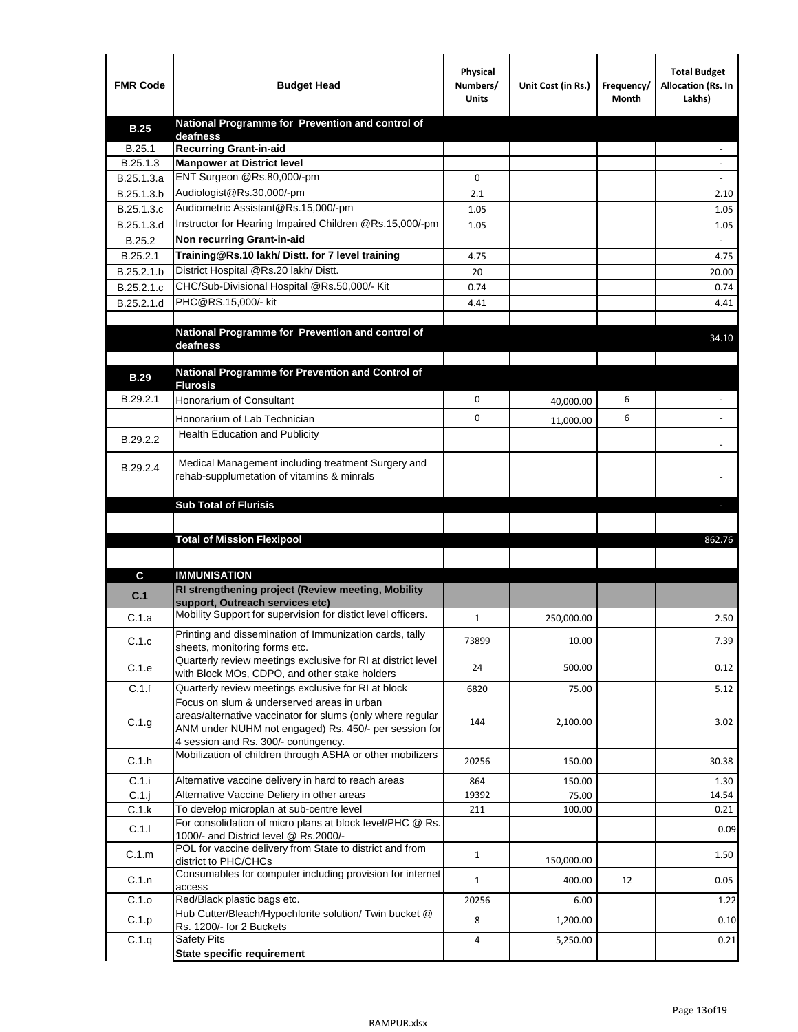| FMR Code | Budget Head | Physical Numbers/ Units | Unit Cost (in Rs.) | Frequency/ Month | Total Budget Allocation (Rs. In Lakhs) |
|---|---|---|---|---|---|
| **B.25** | **National Programme for Prevention and control of deafness** | | | | |
| B.25.1 | **Recurring Grant-in-aid** | | | | - |
| B.25.1.3 | **Manpower at District level** | | | | - |
| B.25.1.3.a | ENT Surgeon @Rs.80,000/-pm | 0 | | | - |
| B.25.1.3.b | Audiologist@Rs.30,000/-pm | 2.1 | | | 2.10 |
| B.25.1.3.c | Audiometric Assistant@Rs.15,000/-pm | 1.05 | | | 1.05 |
| B.25.1.3.d | Instructor for Hearing Impaired Children @Rs.15,000/-pm | 1.05 | | | 1.05 |
| B.25.2 | **Non recurring Grant-in-aid** | | | | - |
| B.25.2.1 | **Training@Rs.10 lakh/ Distt. for 7 level training** | 4.75 | | | 4.75 |
| B.25.2.1.b | District Hospital @Rs.20 lakh/ Distt. | 20 | | | 20.00 |
| B.25.2.1.c | CHC/Sub-Divisional Hospital @Rs.50,000/- Kit | 0.74 | | | 0.74 |
| B.25.2.1.d | PHC@RS.15,000/- kit | 4.41 | | | 4.41 |
| | | | | | |
| | **National Programme for Prevention and control of deafness** | | | | 34.10 |
| | | | | | |
| **B.29** | **National Programme for Prevention and Control of Flurosis** | | | | |
| B.29.2.1 | Honorarium of Consultant | 0 | 40,000.00 | 6 | - |
| | Honorarium of Lab Technician | 0 | 11,000.00 | 6 | - |
| B.29.2.2 | Health Education and Publicity | | | | - |
| B.29.2.4 | Medical Management including treatment Surgery and rehab-supplumetation of vitamins & minrals | | | | - |
| | | | | | |
| | **Sub Total of Flurisis** | | | | - |
| | | | | | |
| | **Total of Mission Flexipool** | | | | 862.76 |
| | | | | | |
| **C** | **IMMUNISATION** | | | | |
| **C.1** | **RI strengthening project (Review meeting, Mobility support, Outreach services etc)** | | | | |
| C.1.a | Mobility Support for supervision for distict level officers. | 1 | 250,000.00 | | 2.50 |
| C.1.c | Printing and dissemination of Immunization cards, tally sheets, monitoring forms etc. | 73899 | 10.00 | | 7.39 |
| C.1.e | Quarterly review meetings exclusive for RI at district level with Block MOs, CDPO, and other stake holders | 24 | 500.00 | | 0.12 |
| C.1.f | Quarterly review meetings exclusive for RI at block | 6820 | 75.00 | | 5.12 |
| C.1.g | Focus on slum & underserved areas in urban areas/alternative vaccinator for slums (only where regular ANM under NUHM not engaged) Rs. 450/- per session for 4 session and Rs. 300/- contingency. | 144 | 2,100.00 | | 3.02 |
| C.1.h | Mobilization of children through ASHA or other mobilizers | 20256 | 150.00 | | 30.38 |
| C.1.i | Alternative vaccine delivery in hard to reach areas | 864 | 150.00 | | 1.30 |
| C.1.j | Alternative Vaccine Deliery in other areas | 19392 | 75.00 | | 14.54 |
| C.1.k | To develop microplan at sub-centre level | 211 | 100.00 | | 0.21 |
| C.1.l | For consolidation of micro plans at block level/PHC @ Rs. 1000/- and District level @ Rs.2000/- | | | | 0.09 |
| C.1.m | POL for vaccine delivery from State to district and from district to PHC/CHCs | 1 | 150,000.00 | | 1.50 |
| C.1.n | Consumables for computer including provision for internet access | 1 | 400.00 | 12 | 0.05 |
| C.1.o | Red/Black plastic bags etc. | 20256 | 6.00 | | 1.22 |
| C.1.p | Hub Cutter/Bleach/Hypochlorite solution/ Twin bucket @ Rs. 1200/- for 2 Buckets | 8 | 1,200.00 | | 0.10 |
| C.1.q | Safety Pits | 4 | 5,250.00 | | 0.21 |
| | **State specific requirement** | | | | |

RAMPUR.xlsx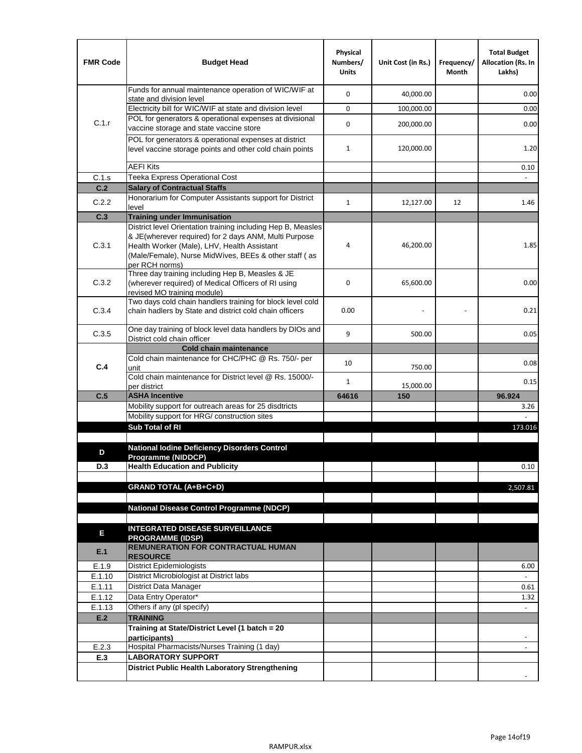| FMR Code | Budget Head | Physical Numbers/ Units | Unit Cost (in Rs.) | Frequency/ Month | Total Budget Allocation (Rs. In Lakhs) |
|---|---|---|---|---|---|
| C.1.r | Funds for annual maintenance operation of WIC/WIF at state and division level | 0 | 40,000.00 | | 0.00 |
| | Electricity bill for WIC/WIF at state and division level | 0 | 100,000.00 | | 0.00 |
| | POL for generators & operational expenses at divisional vaccine storage and state vaccine store | 0 | 200,000.00 | | 0.00 |
| | POL for generators & operational expenses at district level vaccine storage points and other cold chain points | 1 | 120,000.00 | | 1.20 |
| | AEFI Kits | | | | 0.10 |
| C.1.s | Teeka Express Operational Cost | | | | - |
| **C.2** | **Salary of Contractual Staffs** | | | | |
| C.2.2 | Honorarium for Computer Assistants support for District level | 1 | 12,127.00 | 12 | 1.46 |
| **C.3** | **Training under Immunisation** | | | | |
| C.3.1 | District level Orientation training including Hep B, Measles & JE(wherever required) for 2 days ANM, Multi Purpose Health Worker (Male), LHV, Health Assistant (Male/Female), Nurse MidWives, BEEs & other staff ( as per RCH norms) | 4 | 46,200.00 | | 1.85 |
| C.3.2 | Three day training including Hep B, Measles & JE (wherever required) of Medical Officers of RI using revised MO training module) | 0 | 65,600.00 | | 0.00 |
| C.3.4 | Two days cold chain handlers training for block level cold chain hadlers by State and district cold chain officers | 0.00 | - | - | 0.21 |
| C.3.5 | One day training of block level data handlers by DIOs and District cold chain officer | 9 | 500.00 | | 0.05 |
| **C.4** | **Cold chain maintenance** | | | | |
| | Cold chain maintenance for CHC/PHC @ Rs. 750/- per unit | 10 | 750.00 | | 0.08 |
| | Cold chain maintenance for District level @ Rs. 15000/- per district | 1 | 15,000.00 | | 0.15 |
| **C.5** | **ASHA Incentive** | **64616** | **150** | | **96.924** |
| | Mobility support for outreach areas for 25 disdtricts | | | | 3.26 |
| | Mobility support for HRG/ construction sites | | | | - |
| | **Sub Total of RI** | | | | 173.016 |
| | | | | | |
| **D** | **National Iodine Deficiency Disorders Control Programme (NIDDCP)** | | | | |
| **D.3** | **Health Education and Publicity** | | | | 0.10 |
| | | | | | |
| | **GRAND TOTAL (A+B+C+D)** | | | | 2,507.81 |
| | | | | | |
| | **National Disease Control Programme (NDCP)** | | | | |
| | | | | | |
| **E** | **INTEGRATED DISEASE SURVEILLANCE PROGRAMME (IDSP)** | | | | |
| **E.1** | **REMUNERATION FOR CONTRACTUAL HUMAN RESOURCE** | | | | |
| E.1.9 | District Epidemiologists | | | | 6.00 |
| E.1.10 | District Microbiologist at District labs | | | | - |
| E.1.11 | District Data Manager | | | | 0.61 |
| E.1.12 | Data Entry Operator* | | | | 1.32 |
| E.1.13 | Others if any (pl specify) | | | | - |
| **E.2** | **TRAINING** | | | | |
| | **Training at State/District Level (1 batch = 20 participants)** | | | | - |
| E.2.3 | Hospital Pharmacists/Nurses Training (1 day) | | | | - |
| **E.3** | **LABORATORY SUPPORT** | | | | |
| | **District Public Health Laboratory Strengthening** | | | | - |

RAMPUR.xlsx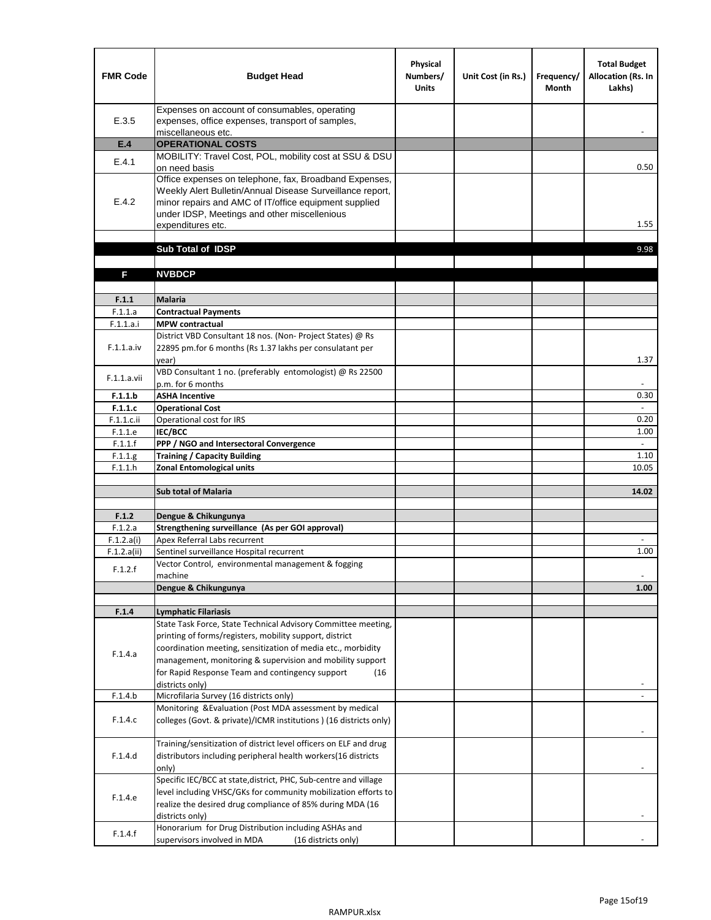| FMR Code | Budget Head | Physical Numbers/ Units | Unit Cost (in Rs.) | Frequency/ Month | Total Budget Allocation (Rs. In Lakhs) |
|---|---|---|---|---|---|
| E.3.5 | Expenses on account of consumables, operating expenses, office expenses, transport of samples, miscellaneous etc. | | | | - |
| **E.4** | **OPERATIONAL COSTS** | | | | |
| E.4.1 | MOBILITY: Travel Cost, POL, mobility cost at SSU & DSU on need basis | | | | 0.50 |
| E.4.2 | Office expenses on telephone, fax, Broadband Expenses, Weekly Alert Bulletin/Annual Disease Surveillance report, minor repairs and AMC of IT/office equipment supplied under IDSP, Meetings and other miscellenious expenditures etc. | | | | 1.55 |
| | | | | | |
| | **Sub Total of IDSP** | | | | 9.98 |
| | | | | | |
| **F** | **NVBDCP** | | | | |
| | | | | | |
| **F.1.1** | **Malaria** | | | | |
| F.1.1.a | **Contractual Payments** | | | | |
| F.1.1.a.i | **MPW contractual** | | | | |
| F.1.1.a.iv | District VBD Consultant 18 nos. (Non- Project States) @ Rs 22895 pm.for 6 months (Rs 1.37 lakhs per consulatant per year) | | | | 1.37 |
| F.1.1.a.vii | VBD Consultant 1 no. (preferably entomologist) @ Rs 22500 p.m. for 6 months | | | | - |
| **F.1.1.b** | **ASHA Incentive** | | | | 0.30 |
| **F.1.1.c** | **Operational Cost** | | | | - |
| F.1.1.c.ii | Operational cost for IRS | | | | 0.20 |
| F.1.1.e | **IEC/BCC** | | | | 1.00 |
| F.1.1.f | **PPP / NGO and Intersectoral Convergence** | | | | - |
| F.1.1.g | **Training / Capacity Building** | | | | 1.10 |
| F.1.1.h | **Zonal Entomological units** | | | | 10.05 |
| | | | | | |
| | **Sub total of Malaria** | | | | **14.02** |
| | | | | | |
| **F.1.2** | **Dengue & Chikungunya** | | | | |
| F.1.2.a | **Strengthening surveillance (As per GOI approval)** | | | | |
| F.1.2.a(i) | Apex Referral Labs recurrent | | | | - |
| F.1.2.a(ii) | Sentinel surveillance Hospital recurrent | | | | 1.00 |
| F.1.2.f | Vector Control, environmental management & fogging machine | | | | - |
| | **Dengue & Chikungunya** | | | | **1.00** |
| | | | | | |
| **F.1.4** | **Lymphatic Filariasis** | | | | |
| F.1.4.a | State Task Force, State Technical Advisory Committee meeting, printing of forms/registers, mobility support, district coordination meeting, sensitization of media etc., morbidity management, monitoring & supervision and mobility support for Rapid Response Team and contingency support (16 districts only) | | | | - |
| F.1.4.b | Microfilaria Survey (16 districts only) | | | | - |
| F.1.4.c | Monitoring &Evaluation (Post MDA assessment by medical colleges (Govt. & private)/ICMR institutions ) (16 districts only) | | | | - |
| F.1.4.d | Training/sensitization of district level officers on ELF and drug distributors including peripheral health workers(16 districts only) | | | | - |
| F.1.4.e | Specific IEC/BCC at state,district, PHC, Sub-centre and village level including VHSC/GKs for community mobilization efforts to realize the desired drug compliance of 85% during MDA (16 districts only) | | | | - |
| F.1.4.f | Honorarium for Drug Distribution including ASHAs and supervisors involved in MDA (16 districts only) | | | | - |

RAMPUR.xlsx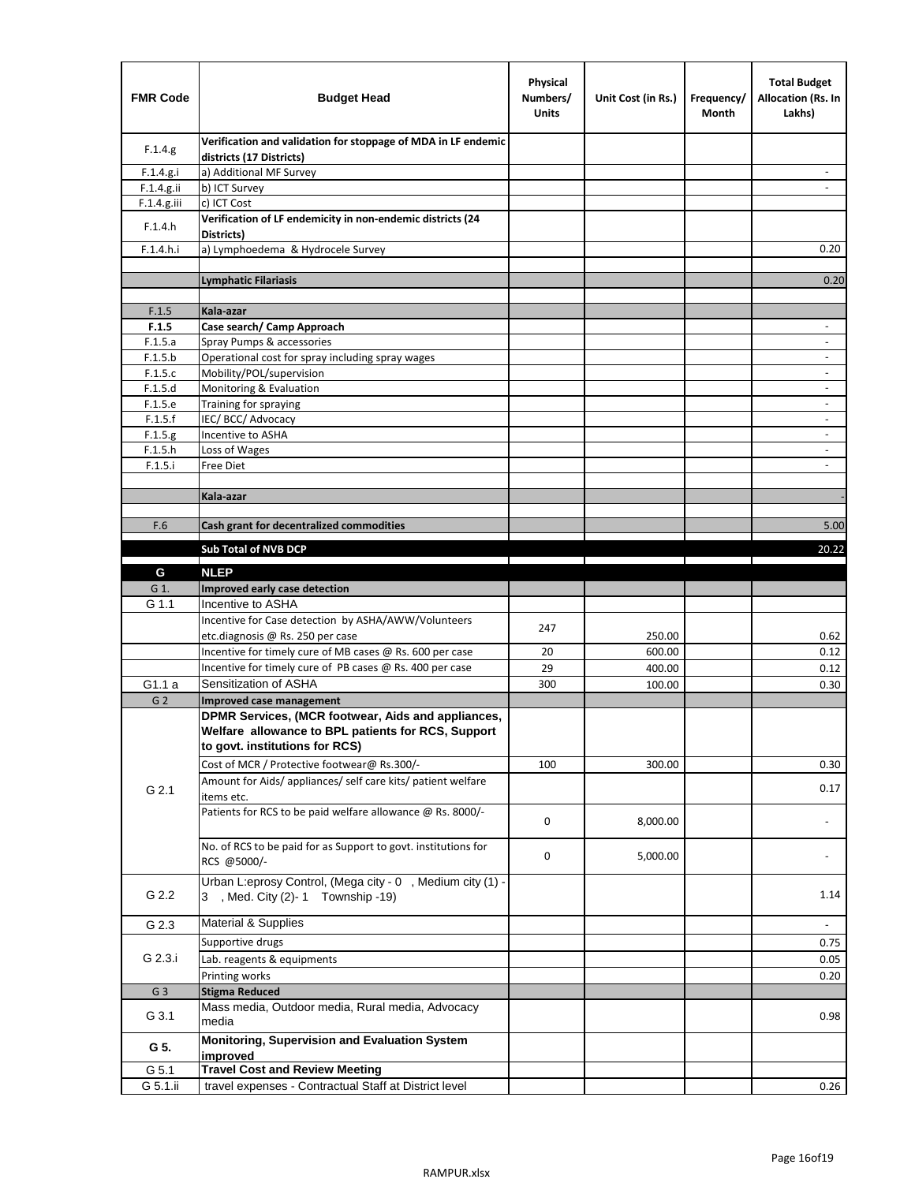| FMR Code | Budget Head | Physical Numbers/ Units | Unit Cost (in Rs.) | Frequency/ Month | Total Budget Allocation (Rs. In Lakhs) |
|---|---|---|---|---|---|
| F.1.4.g | **Verification and validation for stoppage of MDA in LF endemic districts (17 Districts)** | | | | |
| F.1.4.g.i | a) Additional MF Survey | | | | - |
| F.1.4.g.ii | b) ICT Survey | | | | - |
| F.1.4.g.iii | c) ICT Cost | | | | |
| F.1.4.h | **Verification of LF endemicity in non-endemic districts (24 Districts)** | | | | |
| F.1.4.h.i | a) Lymphoedema & Hydrocele Survey | | | | 0.20 |
| | | | | | |
| | **Lymphatic Filariasis** | | | | 0.20 |
| | | | | | |
| F.1.5 | **Kala-azar** | | | | |
| **F.1.5** | **Case search/ Camp Approach** | | | | - |
| F.1.5.a | Spray Pumps & accessories | | | | - |
| F.1.5.b | Operational cost for spray including spray wages | | | | - |
| F.1.5.c | Mobility/POL/supervision | | | | - |
| F.1.5.d | Monitoring & Evaluation | | | | - |
| F.1.5.e | Training for spraying | | | | - |
| F.1.5.f | IEC/ BCC/ Advocacy | | | | - |
| F.1.5.g | Incentive to ASHA | | | | - |
| F.1.5.h | Loss of Wages | | | | - |
| F.1.5.i | Free Diet | | | | - |
| | | | | | |
| | **Kala-azar** | | | | - |
| | | | | | |
| F.6 | **Cash grant for decentralized commodities** | | | | 5.00 |
| | **Sub Total of NVB DCP** | | | | 20.22 |
| **G** | **NLEP** | | | | |
| G 1. | **Improved early case detection** | | | | |
| G 1.1 | Incentive to ASHA | | | | |
| | Incentive for Case detection by ASHA/AWW/Volunteers etc.diagnosis @ Rs. 250 per case | 247 | 250.00 | | 0.62 |
| | Incentive for timely cure of MB cases @ Rs. 600 per case | 20 | 600.00 | | 0.12 |
| | Incentive for timely cure of PB cases @ Rs. 400 per case | 29 | 400.00 | | 0.12 |
| G1.1 a | Sensitization of ASHA | 300 | 100.00 | | 0.30 |
| G 2 | **Improved case management** | | | | |
| G 2.1 | **DPMR Services, (MCR footwear, Aids and appliances, Welfare allowance to BPL patients for RCS, Support to govt. institutions for RCS)** | | | | |
| | Cost of MCR / Protective footwear@ Rs.300/- | 100 | 300.00 | | 0.30 |
| | Amount for Aids/ appliances/ self care kits/ patient welfare items etc. | | | | 0.17 |
| | Patients for RCS to be paid welfare allowance @ Rs. 8000/- | 0 | 8,000.00 | | - |
| | No. of RCS to be paid for as Support to govt. institutions for RCS @5000/- | 0 | 5,000.00 | | - |
| G 2.2 | Urban L:eprosy Control, (Mega city - 0 , Medium city (1) - 3 , Med. City (2)- 1 Township -19) | | | | 1.14 |
| G 2.3 | Material & Supplies | | | | - |
| G 2.3.i | Supportive drugs | | | | 0.75 |
| | Lab. reagents & equipments | | | | 0.05 |
| | Printing works | | | | 0.20 |
| G 3 | **Stigma Reduced** | | | | |
| G 3.1 | Mass media, Outdoor media, Rural media, Advocacy media | | | | 0.98 |
| **G 5.** | **Monitoring, Supervision and Evaluation System improved** | | | | |
| G 5.1 | **Travel Cost and Review Meeting** | | | | |
| G 5.1.ii | travel expenses - Contractual Staff at District level | | | | 0.26 |

RAMPUR.xlsx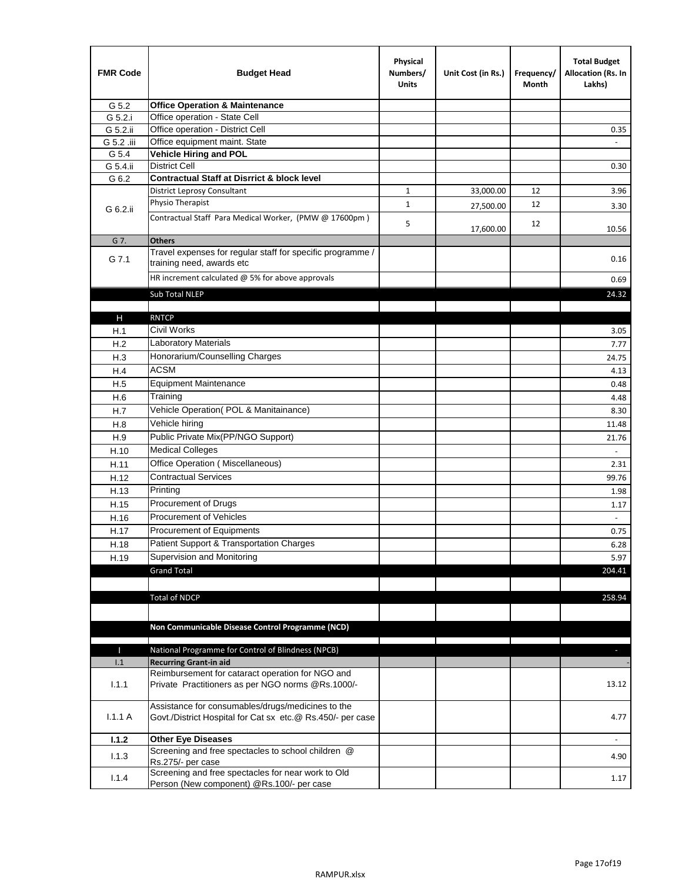| FMR Code | Budget Head | Physical Numbers/ Units | Unit Cost (in Rs.) | Frequency/ Month | Total Budget Allocation (Rs. In Lakhs) |
|---|---|---|---|---|---|
| G 5.2 | **Office Operation & Maintenance** | | | | |
| G 5.2.i | Office operation - State Cell | | | | |
| G 5.2.ii | Office operation - District Cell | | | | 0.35 |
| G 5.2 .iii | Office equipment maint. State | | | | - |
| G 5.4 | **Vehicle Hiring and POL** | | | | |
| G 5.4.ii | District Cell | | | | 0.30 |
| G 6.2 | **Contractual Staff at Disrrict & block level** | | | | |
| G 6.2.ii | District Leprosy Consultant | 1 | 33,000.00 | 12 | 3.96 |
| | Physio Therapist | 1 | 27,500.00 | 12 | 3.30 |
| | Contractual Staff Para Medical Worker, (PMW @ 17600pm ) | 5 | 17,600.00 | 12 | 10.56 |
| G 7. | **Others** | | | | |
| G 7.1 | Travel expenses for regular staff for specific programme / training need, awards etc | | | | 0.16 |
| | HR increment calculated @ 5% for above approvals | | | | 0.69 |
| | Sub Total NLEP | | | | 24.32 |
| | | | | | |
| H | RNTCP | | | | |
| H.1 | Civil Works | | | | 3.05 |
| H.2 | Laboratory Materials | | | | 7.77 |
| H.3 | Honorarium/Counselling Charges | | | | 24.75 |
| H.4 | ACSM | | | | 4.13 |
| H.5 | Equipment Maintenance | | | | 0.48 |
| H.6 | Training | | | | 4.48 |
| H.7 | Vehicle Operation( POL & Manitainance) | | | | 8.30 |
| H.8 | Vehicle hiring | | | | 11.48 |
| H.9 | Public Private Mix(PP/NGO Support) | | | | 21.76 |
| H.10 | Medical Colleges | | | | - |
| H.11 | Office Operation ( Miscellaneous) | | | | 2.31 |
| H.12 | Contractual Services | | | | 99.76 |
| H.13 | Printing | | | | 1.98 |
| H.15 | Procurement of Drugs | | | | 1.17 |
| H.16 | Procurement of Vehicles | | | | - |
| H.17 | Procurement of Equipments | | | | 0.75 |
| H.18 | Patient Support & Transportation Charges | | | | 6.28 |
| H.19 | Supervision and Monitoring | | | | 5.97 |
| | Grand Total | | | | 204.41 |
| | | | | | |
| | Total of NDCP | | | | 258.94 |
| | | | | | |
| | **Non Communicable Disease Control Programme (NCD)** | | | | |
| | | | | | |
| I | National Programme for Control of Blindness (NPCB) | | | | - |
| I.1 | **Recurring Grant-in aid** | | | | - |
| I.1.1 | Reimbursement for cataract operation for NGO and Private Practitioners as per NGO norms @Rs.1000/- | | | | 13.12 |
| I.1.1 A | Assistance for consumables/drugs/medicines to the Govt./District Hospital for Cat sx etc.@ Rs.450/- per case | | | | 4.77 |
| **I.1.2** | **Other Eye Diseases** | | | | - |
| I.1.3 | Screening and free spectacles to school children @ Rs.275/- per case | | | | 4.90 |
| I.1.4 | Screening and free spectacles for near work to Old Person (New component) @Rs.100/- per case | | | | 1.17 |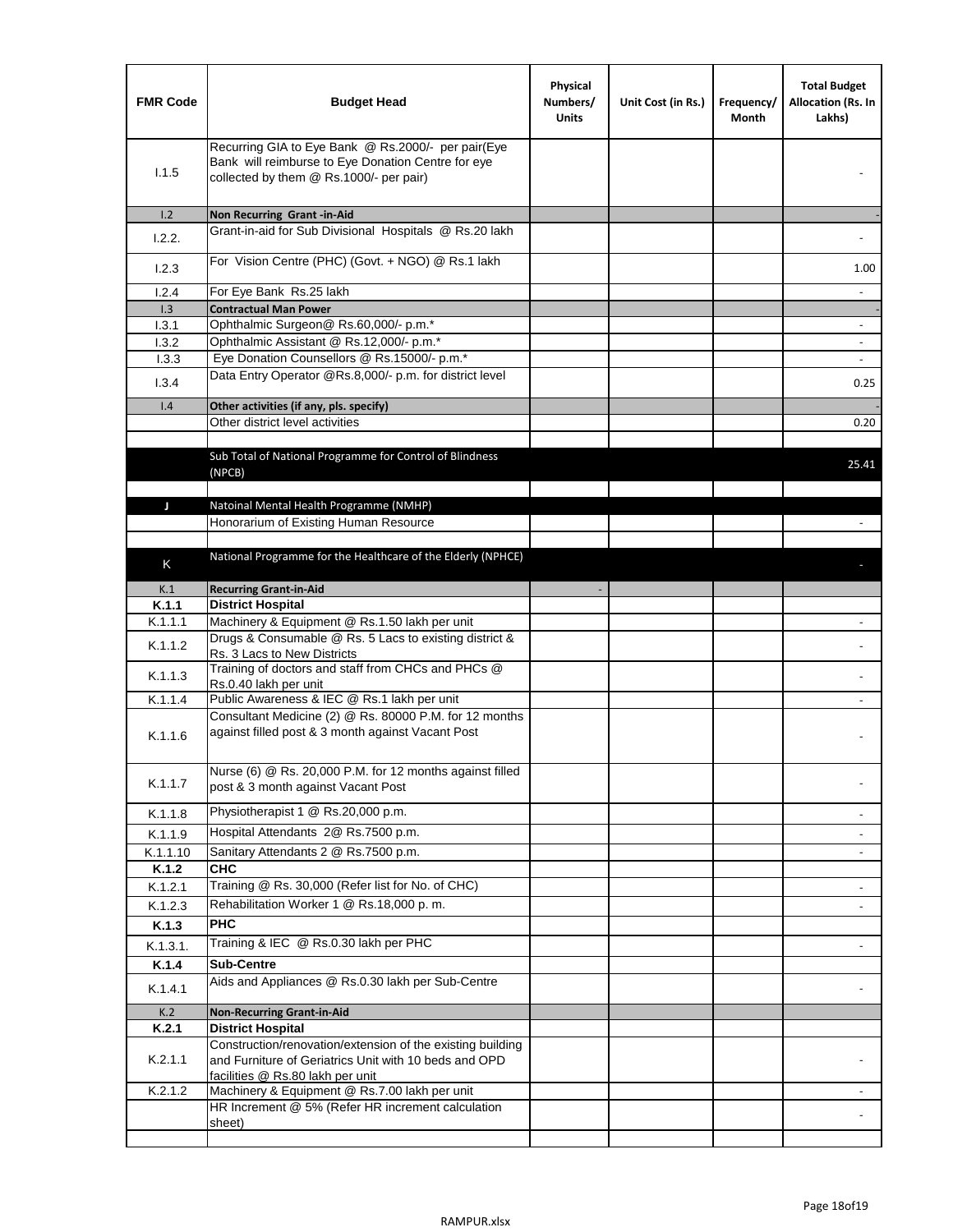| FMR Code | Budget Head | Physical Numbers/ Units | Unit Cost (in Rs.) | Frequency/ Month | Total Budget Allocation (Rs. In Lakhs) |
|---|---|---|---|---|---|
| I.1.5 | Recurring GIA to Eye Bank @ Rs.2000/- per pair(Eye Bank will reimburse to Eye Donation Centre for eye collected by them @ Rs.1000/- per pair) | | | | - |
| I.2 | **Non Recurring Grant -in-Aid** | | | | - |
| I.2.2. | Grant-in-aid for Sub Divisional Hospitals @ Rs.20 lakh | | | | - |
| I.2.3 | For Vision Centre (PHC) (Govt. + NGO) @ Rs.1 lakh | | | | 1.00 |
| I.2.4 | For Eye Bank Rs.25 lakh | | | | - |
| I.3 | **Contractual Man Power** | | | | - |
| I.3.1 | Ophthalmic Surgeon@ Rs.60,000/- p.m.* | | | | - |
| I.3.2 | Ophthalmic Assistant @ Rs.12,000/- p.m.* | | | | - |
| I.3.3 | Eye Donation Counsellors @ Rs.15000/- p.m.* | | | | - |
| I.3.4 | Data Entry Operator @Rs.8,000/- p.m. for district level | | | | 0.25 |
| I.4 | **Other activities (if any, pls. specify)** | | | | - |
| | Other district level activities | | | | 0.20 |
| | | | | | |
| | Sub Total of National Programme for Control of Blindness (NPCB) | | | | 25.41 |
| | | | | | |
| J | Natoinal Mental Health Programme (NMHP) | | | | |
| | Honorarium of Existing Human Resource | | | | - |
| | | | | | |
| K | National Programme for the Healthcare of the Elderly (NPHCE) | | | | - |
| K.1 | **Recurring Grant-in-Aid** | - | | | |
| **K.1.1** | **District Hospital** | | | | |
| K.1.1.1 | Machinery & Equipment @ Rs.1.50 lakh per unit | | | | - |
| K.1.1.2 | Drugs & Consumable @ Rs. 5 Lacs to existing district & Rs. 3 Lacs to New Districts | | | | - |
| K.1.1.3 | Training of doctors and staff from CHCs and PHCs @ Rs.0.40 lakh per unit | | | | - |
| K.1.1.4 | Public Awareness & IEC @ Rs.1 lakh per unit | | | | - |
| K.1.1.6 | Consultant Medicine (2) @ Rs. 80000 P.M. for 12 months against filled post & 3 month against Vacant Post | | | | - |
| K.1.1.7 | Nurse (6) @ Rs. 20,000 P.M. for 12 months against filled post & 3 month against Vacant Post | | | | - |
| K.1.1.8 | Physiotherapist 1 @ Rs.20,000 p.m. | | | | - |
| K.1.1.9 | Hospital Attendants 2@ Rs.7500 p.m. | | | | - |
| K.1.1.10 | Sanitary Attendants 2 @ Rs.7500 p.m. | | | | - |
| **K.1.2** | **CHC** | | | | |
| K.1.2.1 | Training @ Rs. 30,000 (Refer list for No. of CHC) | | | | - |
| K.1.2.3 | Rehabilitation Worker 1 @ Rs.18,000 p. m. | | | | - |
| **K.1.3** | **PHC** | | | | |
| K.1.3.1. | Training & IEC @ Rs.0.30 lakh per PHC | | | | - |
| **K.1.4** | **Sub-Centre** | | | | |
| K.1.4.1 | Aids and Appliances @ Rs.0.30 lakh per Sub-Centre | | | | - |
| K.2 | **Non-Recurring Grant-in-Aid** | | | | |
| **K.2.1** | **District Hospital** | | | | |
| K.2.1.1 | Construction/renovation/extension of the existing building and Furniture of Geriatrics Unit with 10 beds and OPD facilities @ Rs.80 lakh per unit | | | | - |
| K.2.1.2 | Machinery & Equipment @ Rs.7.00 lakh per unit | | | | - |
| | HR Increment @ 5% (Refer HR increment calculation sheet) | | | | - |
| | | | | | |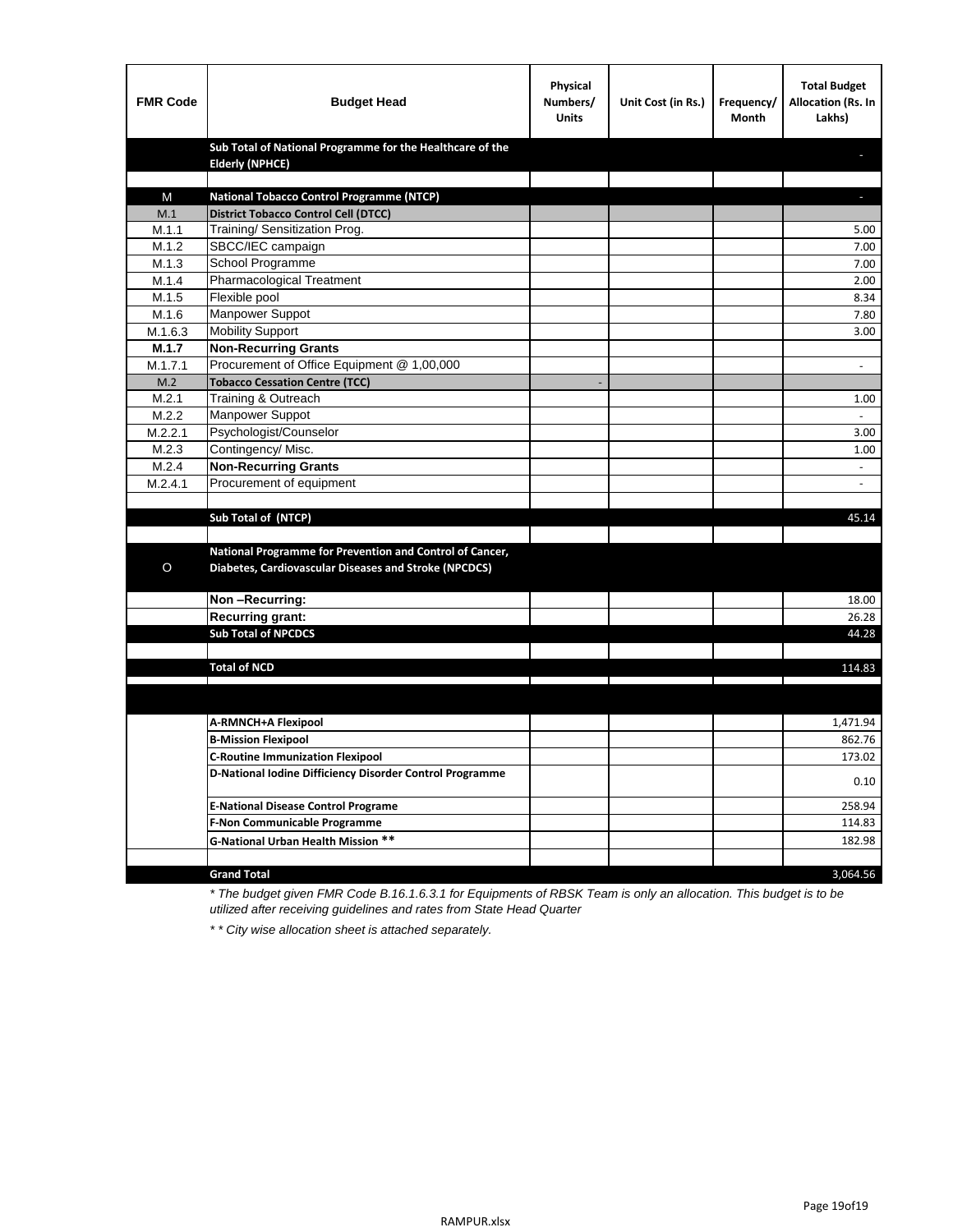| FMR Code | Budget Head | Physical Numbers/ Units | Unit Cost (in Rs.) | Frequency/ Month | Total Budget Allocation (Rs. In Lakhs) |
|---|---|---|---|---|---|
| | **Sub Total of National Programme for the Healthcare of the Elderly (NPHCE)** | | | | - |
| | | | | | |
| M | **National Tobacco Control Programme (NTCP)** | | | | - |
| M.1 | **District Tobacco Control Cell (DTCC)** | | | | |
| M.1.1 | Training/ Sensitization Prog. | | | | 5.00 |
| M.1.2 | SBCC/IEC campaign | | | | 7.00 |
| M.1.3 | School Programme | | | | 7.00 |
| M.1.4 | Pharmacological Treatment | | | | 2.00 |
| M.1.5 | Flexible pool | | | | 8.34 |
| M.1.6 | Manpower Suppot | | | | 7.80 |
| M.1.6.3 | Mobility Support | | | | 3.00 |
| **M.1.7** | **Non-Recurring Grants** | | | | |
| M.1.7.1 | Procurement of Office Equipment @ 1,00,000 | | | | - |
| M.2 | **Tobacco Cessation Centre (TCC)** | - | | | |
| M.2.1 | Training & Outreach | | | | 1.00 |
| M.2.2 | Manpower Suppot | | | | - |
| M.2.2.1 | Psychologist/Counselor | | | | 3.00 |
| M.2.3 | Contingency/ Misc. | | | | 1.00 |
| M.2.4 | **Non-Recurring Grants** | | | | - |
| M.2.4.1 | Procurement of equipment | | | | - |
| | | | | | |
| | **Sub Total of (NTCP)** | | | | 45.14 |
| | | | | | |
| O | **National Programme for Prevention and Control of Cancer, Diabetes, Cardiovascular Diseases and Stroke (NPCDCS)** | | | | |
| | **Non –Recurring:** | | | | 18.00 |
| | **Recurring grant:** | | | | 26.28 |
| | **Sub Total of NPCDCS** | | | | 44.28 |
| | | | | | |
| | **Total of NCD** | | | | 114.83 |
| | | | | | |
| | **A-RMNCH+A Flexipool** | | | | 1,471.94 |
| | **B-Mission Flexipool** | | | | 862.76 |
| | **C-Routine Immunization Flexipool** | | | | 173.02 |
| | **D-National Iodine Difficiency Disorder Control Programme** | | | | 0.10 |
| | **E-National Disease Control Programe** | | | | 258.94 |
| | **F-Non Communicable Programme** | | | | 114.83 |
| | **G-National Urban Health Mission** ** | | | | 182.98 |
| | | | | | |
| | **Grand Total** | | | | 3,064.56 |

*\* The budget given FMR Code B.16.1.6.3.1 for Equipments of RBSK Team is only an allocation. This budget is to be utilized after receiving guidelines and rates from State Head Quarter*

*\* \* City wise allocation sheet is attached separately.*

RAMPUR.xlsx